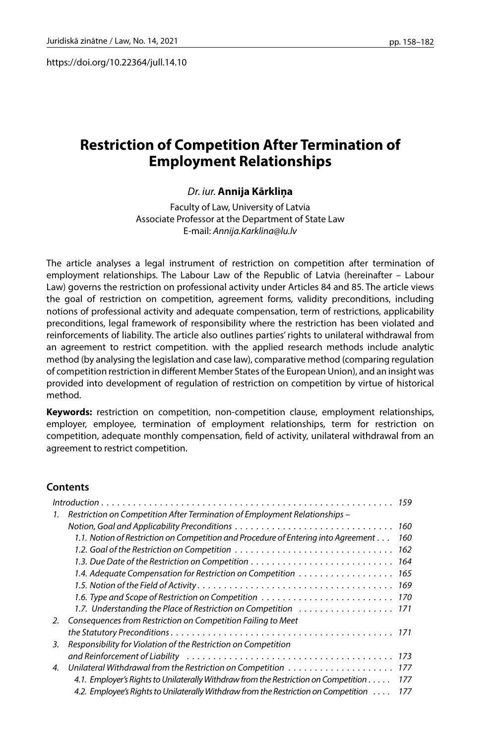https://doi.org/10.22364/jull.14.10

# Restriction of Competition After Termination of Employment Relationships

*Dr. iur.* **Annija Kārkliņa**

Faculty of Law, University of Latvia
Associate Professor at the Department of State Law
E-mail: *Annija.Karklina@lu.lv*

The article analyses a legal instrument of restriction on competition after termination of employment relationships. The Labour Law of the Republic of Latvia (hereinafter – Labour Law) governs the restriction on professional activity under Articles 84 and 85. The article views the goal of restriction on competition, agreement forms, validity preconditions, including notions of professional activity and adequate compensation, term of restrictions, applicability preconditions, legal framework of responsibility where the restriction has been violated and reinforcements of liability. The article also outlines parties' rights to unilateral withdrawal from an agreement to restrict competition. with the applied research methods include analytic method (by analysing the legislation and case law), comparative method (comparing regulation of competition restriction in different Member States of the European Union), and an insight was provided into development of regulation of restriction on competition by virtue of historical method.

**Keywords:** restriction on competition, non-competition clause, employment relationships, employer, employee, termination of employment relationships, term for restriction on competition, adequate monthly compensation, field of activity, unilateral withdrawal from an agreement to restrict competition.

## Contents

*Introduction* . . . 159

1. *Restriction on Competition After Termination of Employment Relationships – Notion, Goal and Applicability Preconditions* . . . 160
   - *1.1. Notion of Restriction on Competition and Procedure of Entering into Agreement* . . . 160
   - *1.2. Goal of the Restriction on Competition* . . . 162
   - *1.3. Due Date of the Restriction on Competition* . . . 164
   - *1.4. Adequate Compensation for Restriction on Competition* . . . 165
   - *1.5. Notion of the Field of Activity* . . . 169
   - *1.6. Type and Scope of Restriction on Competition* . . . 170
   - *1.7. Understanding the Place of Restriction on Competition* . . . 171
2. *Consequences from Restriction on Competition Failing to Meet the Statutory Preconditions* . . . 171
3. *Responsibility for Violation of the Restriction on Competition and Reinforcement of Liability* . . . 173
4. *Unilateral Withdrawal from the Restriction on Competition* . . . 177
   - *4.1. Employer's Rights to Unilaterally Withdraw from the Restriction on Competition* . . . 177
   - *4.2. Employee's Rights to Unilaterally Withdraw from the Restriction on Competition* . . . 177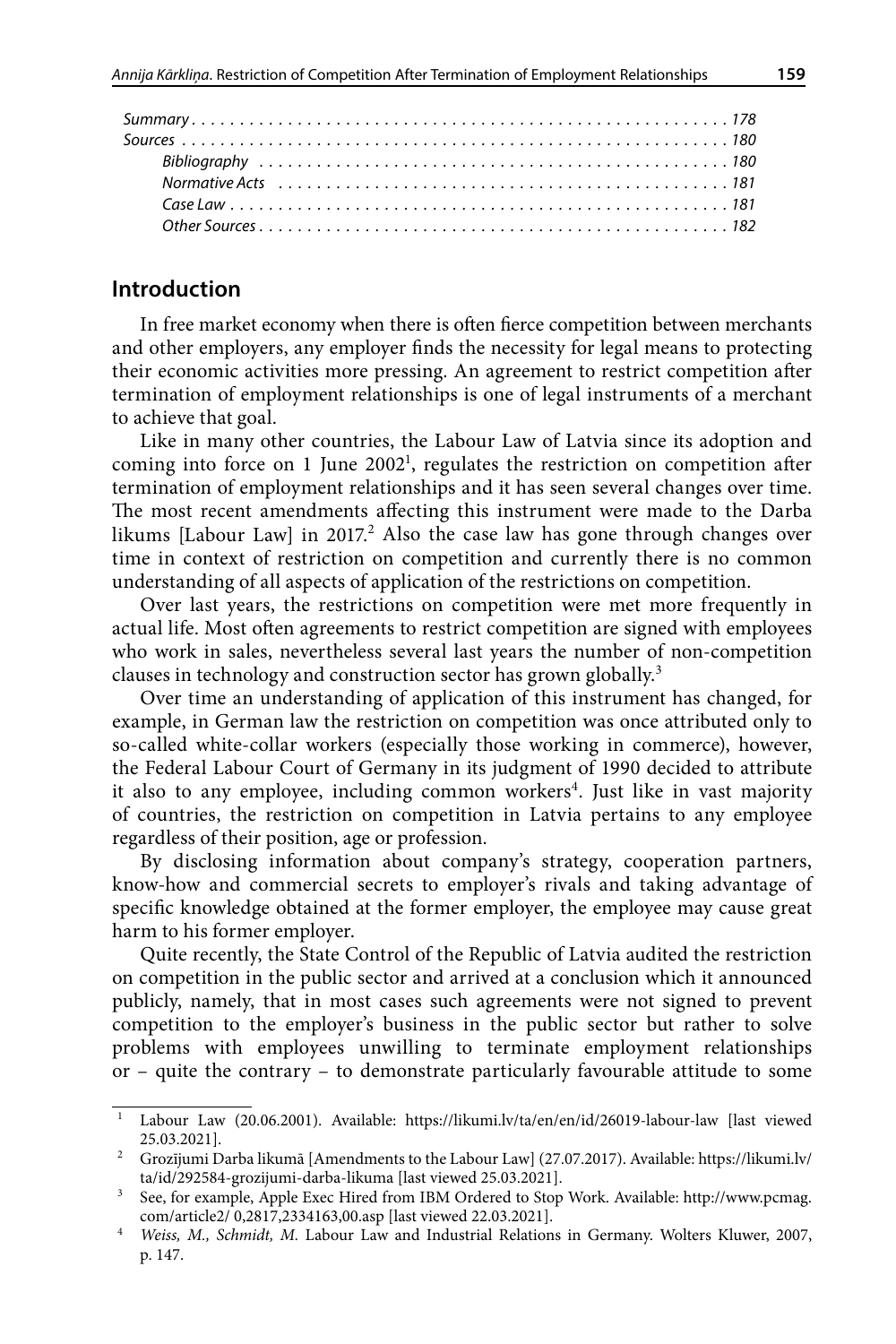*Summary* . . . . . . . . . . . . . . . . . . . . . . . . . . . . . . . . . . . . . . . . . . . . . . . . . . . . . . . . . 178
*Sources* . . . . . . . . . . . . . . . . . . . . . . . . . . . . . . . . . . . . . . . . . . . . . . . . . . . . . . . . . 180
*Bibliography* . . . . . . . . . . . . . . . . . . . . . . . . . . . . . . . . . . . . . . . . . . . . . . . . . 180
*Normative Acts* . . . . . . . . . . . . . . . . . . . . . . . . . . . . . . . . . . . . . . . . . . . . . . . 181
*Case Law* . . . . . . . . . . . . . . . . . . . . . . . . . . . . . . . . . . . . . . . . . . . . . . . . . . . . 181
*Other Sources* . . . . . . . . . . . . . . . . . . . . . . . . . . . . . . . . . . . . . . . . . . . . . . . . . 182

## Introduction

In free market economy when there is often fierce competition between merchants and other employers, any employer finds the necessity for legal means to protecting their economic activities more pressing. An agreement to restrict competition after termination of employment relationships is one of legal instruments of a merchant to achieve that goal.

Like in many other countries, the Labour Law of Latvia since its adoption and coming into force on 1 June 2002[1], regulates the restriction on competition after termination of employment relationships and it has seen several changes over time. The most recent amendments affecting this instrument were made to the Darba likums [Labour Law] in 2017.[2] Also the case law has gone through changes over time in context of restriction on competition and currently there is no common understanding of all aspects of application of the restrictions on competition.

Over last years, the restrictions on competition were met more frequently in actual life. Most often agreements to restrict competition are signed with employees who work in sales, nevertheless several last years the number of non-competition clauses in technology and construction sector has grown globally.[3]

Over time an understanding of application of this instrument has changed, for example, in German law the restriction on competition was once attributed only to so-called white-collar workers (especially those working in commerce), however, the Federal Labour Court of Germany in its judgment of 1990 decided to attribute it also to any employee, including common workers[4]. Just like in vast majority of countries, the restriction on competition in Latvia pertains to any employee regardless of their position, age or profession.

By disclosing information about company's strategy, cooperation partners, know-how and commercial secrets to employer's rivals and taking advantage of specific knowledge obtained at the former employer, the employee may cause great harm to his former employer.

Quite recently, the State Control of the Republic of Latvia audited the restriction on competition in the public sector and arrived at a conclusion which it announced publicly, namely, that in most cases such agreements were not signed to prevent competition to the employer's business in the public sector but rather to solve problems with employees unwilling to terminate employment relationships or – quite the contrary – to demonstrate particularly favourable attitude to some

---

[1] Labour Law (20.06.2001). Available: https://likumi.lv/ta/en/en/id/26019-labour-law [last viewed 25.03.2021].

[2] Grozījumi Darba likumā [Amendments to the Labour Law] (27.07.2017). Available: https://likumi.lv/ta/id/292584-grozijumi-darba-likuma [last viewed 25.03.2021].

[3] See, for example, Apple Exec Hired from IBM Ordered to Stop Work. Available: http://www.pcmag.com/article2/ 0,2817,2334163,00.asp [last viewed 22.03.2021].

[4] *Weiss, M., Schmidt, M.* Labour Law and Industrial Relations in Germany. Wolters Kluwer, 2007, p. 147.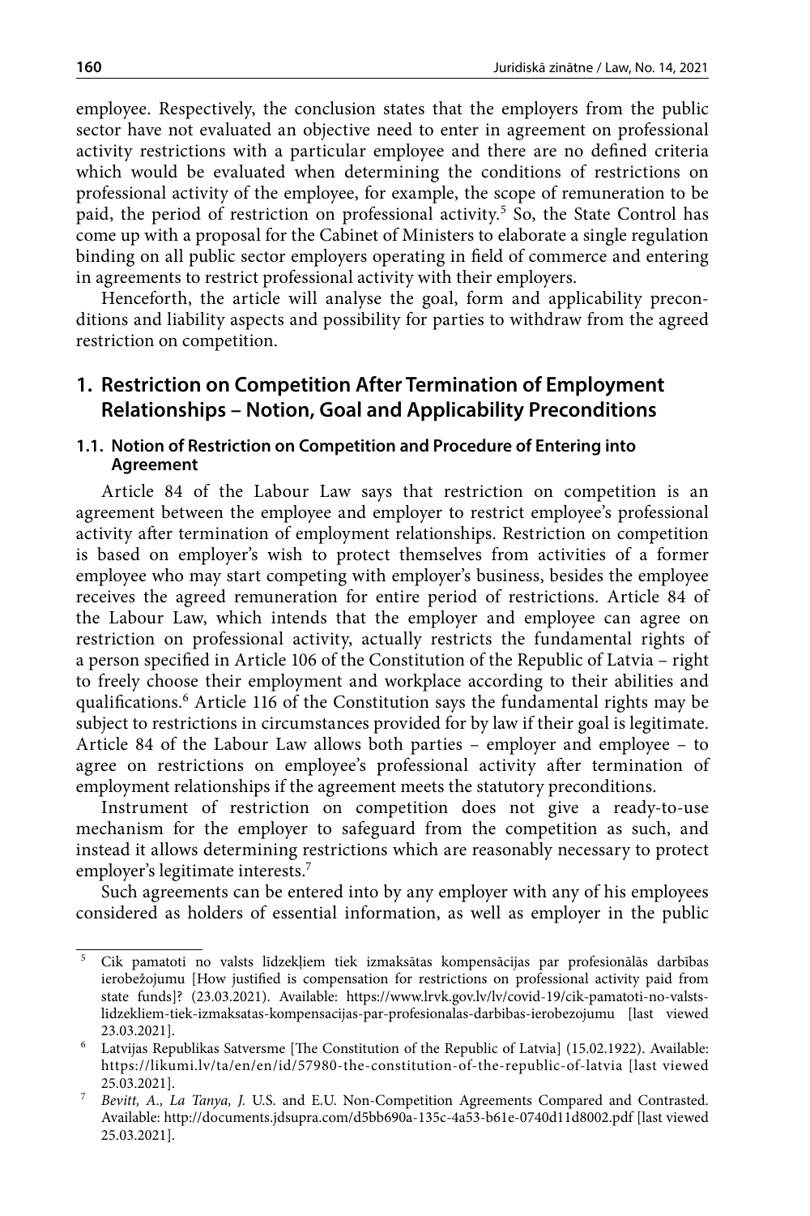employee. Respectively, the conclusion states that the employers from the public sector have not evaluated an objective need to enter in agreement on professional activity restrictions with a particular employee and there are no defined criteria which would be evaluated when determining the conditions of restrictions on professional activity of the employee, for example, the scope of remuneration to be paid, the period of restriction on professional activity.[5] So, the State Control has come up with a proposal for the Cabinet of Ministers to elaborate a single regulation binding on all public sector employers operating in field of commerce and entering in agreements to restrict professional activity with their employers.

Henceforth, the article will analyse the goal, form and applicability preconditions and liability aspects and possibility for parties to withdraw from the agreed restriction on competition.

## 1. Restriction on Competition After Termination of Employment Relationships – Notion, Goal and Applicability Preconditions

### 1.1. Notion of Restriction on Competition and Procedure of Entering into Agreement

Article 84 of the Labour Law says that restriction on competition is an agreement between the employee and employer to restrict employee's professional activity after termination of employment relationships. Restriction on competition is based on employer's wish to protect themselves from activities of a former employee who may start competing with employer's business, besides the employee receives the agreed remuneration for entire period of restrictions. Article 84 of the Labour Law, which intends that the employer and employee can agree on restriction on professional activity, actually restricts the fundamental rights of a person specified in Article 106 of the Constitution of the Republic of Latvia – right to freely choose their employment and workplace according to their abilities and qualifications.[6] Article 116 of the Constitution says the fundamental rights may be subject to restrictions in circumstances provided for by law if their goal is legitimate. Article 84 of the Labour Law allows both parties – employer and employee – to agree on restrictions on employee's professional activity after termination of employment relationships if the agreement meets the statutory preconditions.

Instrument of restriction on competition does not give a ready-to-use mechanism for the employer to safeguard from the competition as such, and instead it allows determining restrictions which are reasonably necessary to protect employer's legitimate interests.[7]

Such agreements can be entered into by any employer with any of his employees considered as holders of essential information, as well as employer in the public

---

[5] Cik pamatoti no valsts līdzekļiem tiek izmaksātas kompensācijas par profesionālās darbības ierobežojumu [How justified is compensation for restrictions on professional activity paid from state funds]? (23.03.2021). Available: https://www.lrvk.gov.lv/lv/covid-19/cik-pamatoti-no-valsts-lidzekliem-tiek-izmaksatas-kompensacijas-par-profesionalas-darbibas-ierobezojumu [last viewed 23.03.2021].

[6] Latvijas Republikas Satversme [The Constitution of the Republic of Latvia] (15.02.1922). Available: https://likumi.lv/ta/en/en/id/57980-the-constitution-of-the-republic-of-latvia [last viewed 25.03.2021].

[7] *Bevitt, A., La Tanya, J.* U.S. and E.U. Non-Competition Agreements Compared and Contrasted. Available: http://documents.jdsupra.com/d5bb690a-135c-4a53-b61e-0740d11d8002.pdf [last viewed 25.03.2021].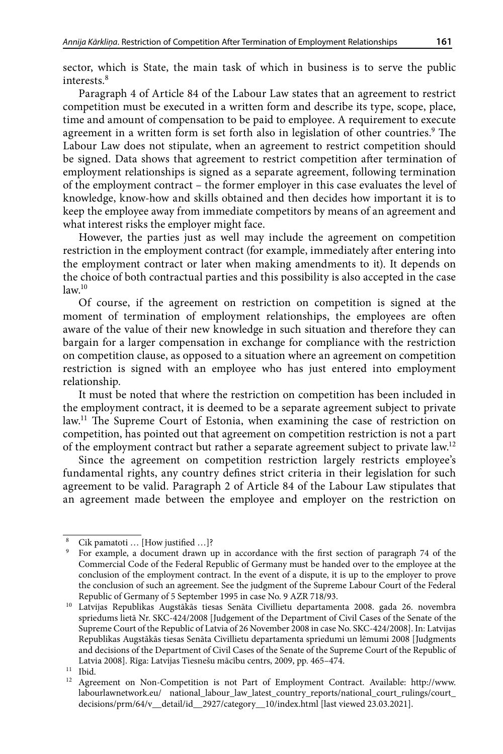sector, which is State, the main task of which in business is to serve the public interests.[8]

Paragraph 4 of Article 84 of the Labour Law states that an agreement to restrict competition must be executed in a written form and describe its type, scope, place, time and amount of compensation to be paid to employee. A requirement to execute agreement in a written form is set forth also in legislation of other countries.[9] The Labour Law does not stipulate, when an agreement to restrict competition should be signed. Data shows that agreement to restrict competition after termination of employment relationships is signed as a separate agreement, following termination of the employment contract – the former employer in this case evaluates the level of knowledge, know-how and skills obtained and then decides how important it is to keep the employee away from immediate competitors by means of an agreement and what interest risks the employer might face.

However, the parties just as well may include the agreement on competition restriction in the employment contract (for example, immediately after entering into the employment contract or later when making amendments to it). It depends on the choice of both contractual parties and this possibility is also accepted in the case law.[10]

Of course, if the agreement on restriction on competition is signed at the moment of termination of employment relationships, the employees are often aware of the value of their new knowledge in such situation and therefore they can bargain for a larger compensation in exchange for compliance with the restriction on competition clause, as opposed to a situation where an agreement on competition restriction is signed with an employee who has just entered into employment relationship.

It must be noted that where the restriction on competition has been included in the employment contract, it is deemed to be a separate agreement subject to private law.[11] The Supreme Court of Estonia, when examining the case of restriction on competition, has pointed out that agreement on competition restriction is not a part of the employment contract but rather a separate agreement subject to private law.[12]

Since the agreement on competition restriction largely restricts employee's fundamental rights, any country defines strict criteria in their legislation for such agreement to be valid. Paragraph 2 of Article 84 of the Labour Law stipulates that an agreement made between the employee and employer on the restriction on

---

[8] Cik pamatoti … [How justified …]?

[9] For example, a document drawn up in accordance with the first section of paragraph 74 of the Commercial Code of the Federal Republic of Germany must be handed over to the employee at the conclusion of the employment contract. In the event of a dispute, it is up to the employer to prove the conclusion of such an agreement. See the judgment of the Supreme Labour Court of the Federal Republic of Germany of 5 September 1995 in case No. 9 AZR 718/93.

[10] Latvijas Republikas Augstākās tiesas Senāta Civillietu departamenta 2008. gada 26. novembra spriedums lietā Nr. SKC-424/2008 [Judgement of the Department of Civil Cases of the Senate of the Supreme Court of the Republic of Latvia of 26 November 2008 in case No. SKC-424/2008]. In: Latvijas Republikas Augstākās tiesas Senāta Civillietu departamenta spriedumi un lēmumi 2008 [Judgments and decisions of the Department of Civil Cases of the Senate of the Supreme Court of the Republic of Latvia 2008]. Rīga: Latvijas Tiesnešu mācību centrs, 2009, pp. 465–474.

[11] Ibid.

[12] Agreement on Non-Competition is not Part of Employment Contract. Available: http://www.labourlawnetwork.eu/ national_labour_law_latest_country_reports/national_court_rulings/court_decisions/prm/64/v__detail/id__2927/category__10/index.html [last viewed 23.03.2021].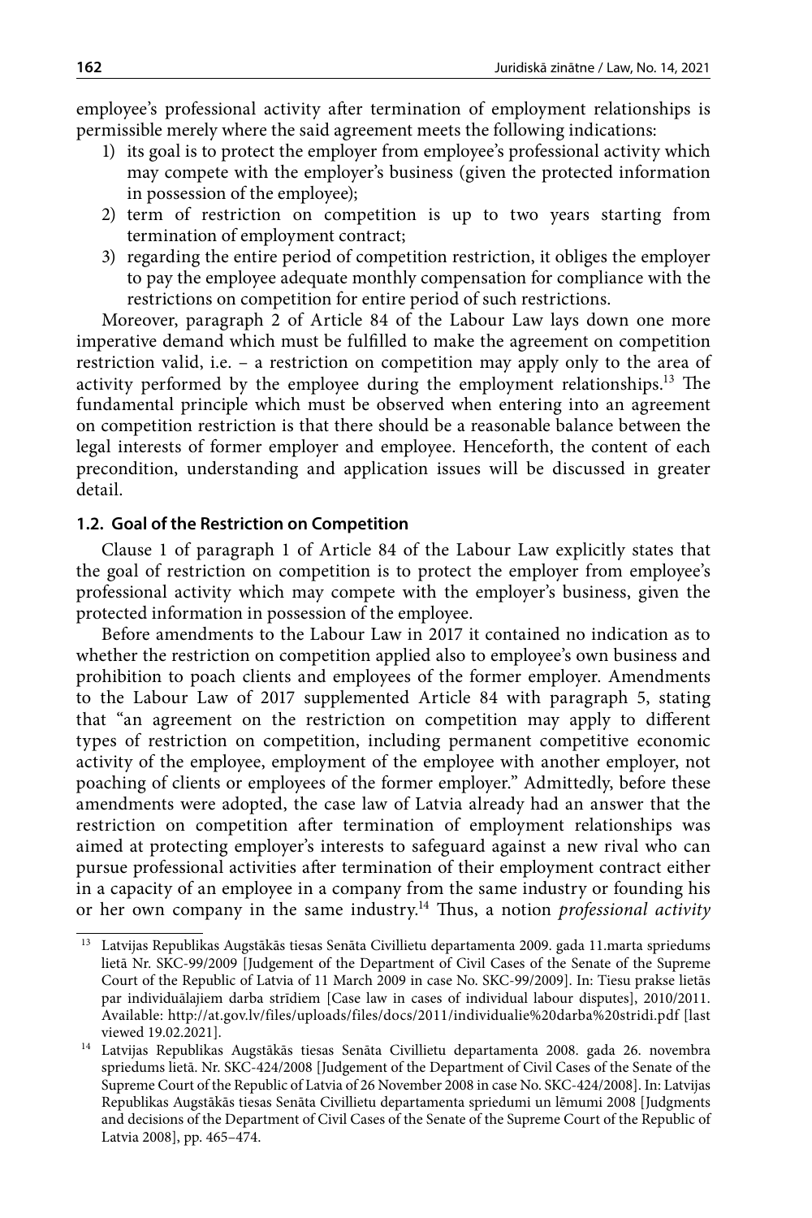employee's professional activity after termination of employment relationships is permissible merely where the said agreement meets the following indications:

1) its goal is to protect the employer from employee's professional activity which may compete with the employer's business (given the protected information in possession of the employee);
2) term of restriction on competition is up to two years starting from termination of employment contract;
3) regarding the entire period of competition restriction, it obliges the employer to pay the employee adequate monthly compensation for compliance with the restrictions on competition for entire period of such restrictions.

Moreover, paragraph 2 of Article 84 of the Labour Law lays down one more imperative demand which must be fulfilled to make the agreement on competition restriction valid, i.e. – a restriction on competition may apply only to the area of activity performed by the employee during the employment relationships.[13] The fundamental principle which must be observed when entering into an agreement on competition restriction is that there should be a reasonable balance between the legal interests of former employer and employee. Henceforth, the content of each precondition, understanding and application issues will be discussed in greater detail.

### 1.2. Goal of the Restriction on Competition

Clause 1 of paragraph 1 of Article 84 of the Labour Law explicitly states that the goal of restriction on competition is to protect the employer from employee's professional activity which may compete with the employer's business, given the protected information in possession of the employee.

Before amendments to the Labour Law in 2017 it contained no indication as to whether the restriction on competition applied also to employee's own business and prohibition to poach clients and employees of the former employer. Amendments to the Labour Law of 2017 supplemented Article 84 with paragraph 5, stating that "an agreement on the restriction on competition may apply to different types of restriction on competition, including permanent competitive economic activity of the employee, employment of the employee with another employer, not poaching of clients or employees of the former employer." Admittedly, before these amendments were adopted, the case law of Latvia already had an answer that the restriction on competition after termination of employment relationships was aimed at protecting employer's interests to safeguard against a new rival who can pursue professional activities after termination of their employment contract either in a capacity of an employee in a company from the same industry or founding his or her own company in the same industry.[14] Thus, a notion *professional activity*

---

[13] Latvijas Republikas Augstākās tiesas Senāta Civillietu departamenta 2009. gada 11.marta spriedums lietā Nr. SKC-99/2009 [Judgement of the Department of Civil Cases of the Senate of the Supreme Court of the Republic of Latvia of 11 March 2009 in case No. SKC-99/2009]. In: Tiesu prakse lietās par individuālajiem darba strīdiem [Case law in cases of individual labour disputes], 2010/2011. Available: http://at.gov.lv/files/uploads/files/docs/2011/individualie%20darba%20stridi.pdf [last viewed 19.02.2021].

[14] Latvijas Republikas Augstākās tiesas Senāta Civillietu departamenta 2008. gada 26. novembra spriedums lietā. Nr. SKC-424/2008 [Judgement of the Department of Civil Cases of the Senate of the Supreme Court of the Republic of Latvia of 26 November 2008 in case No. SKC-424/2008]. In: Latvijas Republikas Augstākās tiesas Senāta Civillietu departamenta spriedumi un lēmumi 2008 [Judgments and decisions of the Department of Civil Cases of the Senate of the Supreme Court of the Republic of Latvia 2008], pp. 465–474.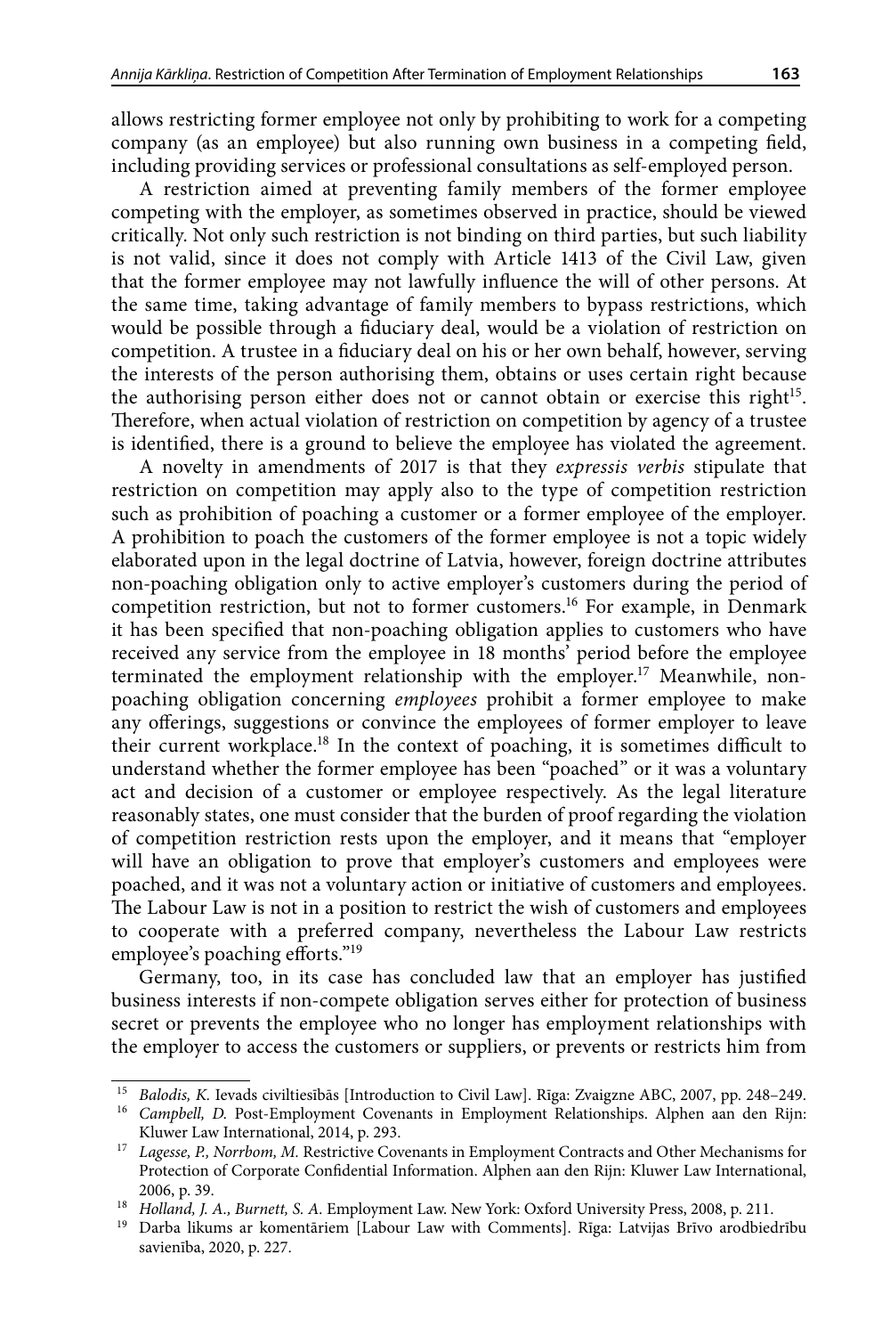allows restricting former employee not only by prohibiting to work for a competing company (as an employee) but also running own business in a competing field, including providing services or professional consultations as self-employed person.

A restriction aimed at preventing family members of the former employee competing with the employer, as sometimes observed in practice, should be viewed critically. Not only such restriction is not binding on third parties, but such liability is not valid, since it does not comply with Article 1413 of the Civil Law, given that the former employee may not lawfully influence the will of other persons. At the same time, taking advantage of family members to bypass restrictions, which would be possible through a fiduciary deal, would be a violation of restriction on competition. A trustee in a fiduciary deal on his or her own behalf, however, serving the interests of the person authorising them, obtains or uses certain right because the authorising person either does not or cannot obtain or exercise this right[15]. Therefore, when actual violation of restriction on competition by agency of a trustee is identified, there is a ground to believe the employee has violated the agreement.

A novelty in amendments of 2017 is that they *expressis verbis* stipulate that restriction on competition may apply also to the type of competition restriction such as prohibition of poaching a customer or a former employee of the employer. A prohibition to poach the customers of the former employee is not a topic widely elaborated upon in the legal doctrine of Latvia, however, foreign doctrine attributes non-poaching obligation only to active employer's customers during the period of competition restriction, but not to former customers.[16] For example, in Denmark it has been specified that non-poaching obligation applies to customers who have received any service from the employee in 18 months' period before the employee terminated the employment relationship with the employer.[17] Meanwhile, non-poaching obligation concerning *employees* prohibit a former employee to make any offerings, suggestions or convince the employees of former employer to leave their current workplace.[18] In the context of poaching, it is sometimes difficult to understand whether the former employee has been "poached" or it was a voluntary act and decision of a customer or employee respectively. As the legal literature reasonably states, one must consider that the burden of proof regarding the violation of competition restriction rests upon the employer, and it means that "employer will have an obligation to prove that employer's customers and employees were poached, and it was not a voluntary action or initiative of customers and employees. The Labour Law is not in a position to restrict the wish of customers and employees to cooperate with a preferred company, nevertheless the Labour Law restricts employee's poaching efforts."[19]

Germany, too, in its case has concluded law that an employer has justified business interests if non-compete obligation serves either for protection of business secret or prevents the employee who no longer has employment relationships with the employer to access the customers or suppliers, or prevents or restricts him from

---

[15] *Balodis, K.* Ievads civiltiesībās [Introduction to Civil Law]. Rīga: Zvaigzne ABC, 2007, pp. 248–249.

[16] *Campbell, D.* Post-Employment Covenants in Employment Relationships. Alphen aan den Rijn: Kluwer Law International, 2014, p. 293.

[17] *Lagesse, P., Norrbom, M.* Restrictive Covenants in Employment Contracts and Other Mechanisms for Protection of Corporate Confidential Information. Alphen aan den Rijn: Kluwer Law International, 2006, p. 39.

[18] *Holland, J. A., Burnett, S. A.* Employment Law. New York: Oxford University Press, 2008, p. 211.

[19] Darba likums ar komentāriem [Labour Law with Comments]. Rīga: Latvijas Brīvo arodbiedrību savienība, 2020, p. 227.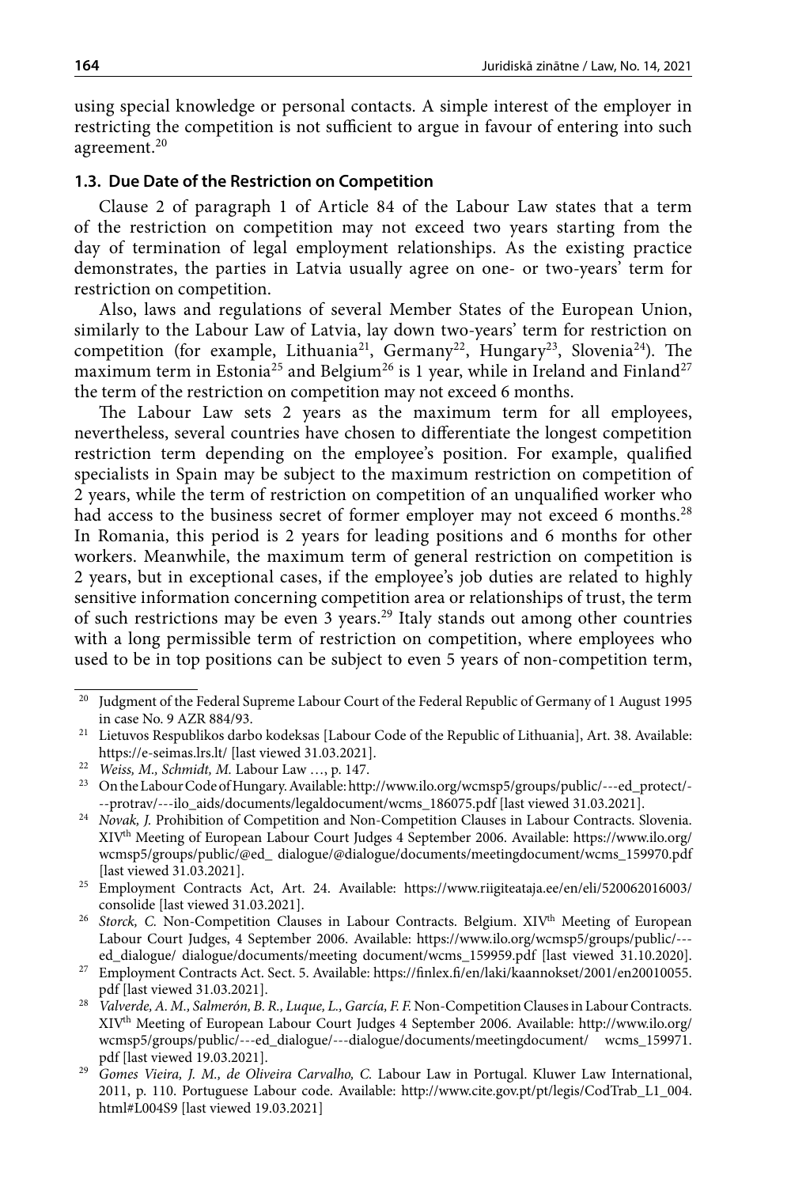using special knowledge or personal contacts. A simple interest of the employer in restricting the competition is not sufficient to argue in favour of entering into such agreement.[20]

### 1.3. Due Date of the Restriction on Competition

Clause 2 of paragraph 1 of Article 84 of the Labour Law states that a term of the restriction on competition may not exceed two years starting from the day of termination of legal employment relationships. As the existing practice demonstrates, the parties in Latvia usually agree on one- or two-years' term for restriction on competition.

Also, laws and regulations of several Member States of the European Union, similarly to the Labour Law of Latvia, lay down two-years' term for restriction on competition (for example, Lithuania[21], Germany[22], Hungary[23], Slovenia[24]). The maximum term in Estonia[25] and Belgium[26] is 1 year, while in Ireland and Finland[27] the term of the restriction on competition may not exceed 6 months.

The Labour Law sets 2 years as the maximum term for all employees, nevertheless, several countries have chosen to differentiate the longest competition restriction term depending on the employee's position. For example, qualified specialists in Spain may be subject to the maximum restriction on competition of 2 years, while the term of restriction on competition of an unqualified worker who had access to the business secret of former employer may not exceed 6 months.[28] In Romania, this period is 2 years for leading positions and 6 months for other workers. Meanwhile, the maximum term of general restriction on competition is 2 years, but in exceptional cases, if the employee's job duties are related to highly sensitive information concerning competition area or relationships of trust, the term of such restrictions may be even 3 years.[29] Italy stands out among other countries with a long permissible term of restriction on competition, where employees who used to be in top positions can be subject to even 5 years of non-competition term,

---

[20] Judgment of the Federal Supreme Labour Court of the Federal Republic of Germany of 1 August 1995 in case No. 9 AZR 884/93.

[21] Lietuvos Respublikos darbo kodeksas [Labour Code of the Republic of Lithuania], Art. 38. Available: https://e-seimas.lrs.lt/ [last viewed 31.03.2021].

[22] *Weiss, M., Schmidt, M.* Labour Law …, p. 147.

[23] On the Labour Code of Hungary. Available: http://www.ilo.org/wcmsp5/groups/public/---ed_protect/---protrav/---ilo_aids/documents/legaldocument/wcms_186075.pdf [last viewed 31.03.2021].

[24] *Novak, J.* Prohibition of Competition and Non-Competition Clauses in Labour Contracts. Slovenia. XIV[th] Meeting of European Labour Court Judges 4 September 2006. Available: https://www.ilo.org/wcmsp5/groups/public/@ed_ dialogue/@dialogue/documents/meetingdocument/wcms_159970.pdf [last viewed 31.03.2021].

[25] Employment Contracts Act, Art. 24. Available: https://www.riigiteataja.ee/en/eli/520062016003/consolide [last viewed 31.03.2021].

[26] *Storck, C.* Non-Competition Clauses in Labour Contracts. Belgium. XIV[th] Meeting of European Labour Court Judges, 4 September 2006. Available: https://www.ilo.org/wcmsp5/groups/public/---ed_dialogue/ dialogue/documents/meeting document/wcms_159959.pdf [last viewed 31.10.2020].

[27] Employment Contracts Act. Sect. 5. Available: https://finlex.fi/en/laki/kaannokset/2001/en20010055.pdf [last viewed 31.03.2021].

[28] *Valverde, A. M., Salmerón, B. R., Luque, L., García, F. F.* Non-Competition Clauses in Labour Contracts. XIV[th] Meeting of European Labour Court Judges 4 September 2006. Available: http://www.ilo.org/wcmsp5/groups/public/---ed_dialogue/---dialogue/documents/meetingdocument/ wcms_159971.pdf [last viewed 19.03.2021].

[29] *Gomes Vieira, J. M., de Oliveira Carvalho, C.* Labour Law in Portugal. Kluwer Law International, 2011, p. 110. Portuguese Labour code. Available: http://www.cite.gov.pt/pt/legis/CodTrab_L1_004.html#L004S9 [last viewed 19.03.2021]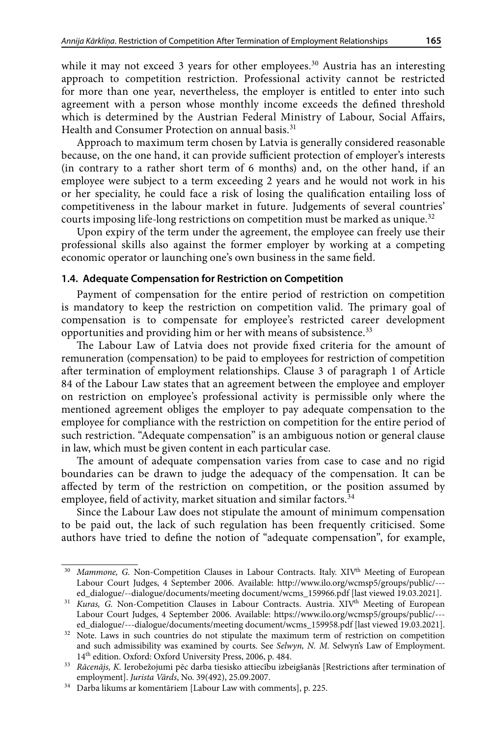while it may not exceed 3 years for other employees.[30] Austria has an interesting approach to competition restriction. Professional activity cannot be restricted for more than one year, nevertheless, the employer is entitled to enter into such agreement with a person whose monthly income exceeds the defined threshold which is determined by the Austrian Federal Ministry of Labour, Social Affairs, Health and Consumer Protection on annual basis.[31]

Approach to maximum term chosen by Latvia is generally considered reasonable because, on the one hand, it can provide sufficient protection of employer's interests (in contrary to a rather short term of 6 months) and, on the other hand, if an employee were subject to a term exceeding 2 years and he would not work in his or her speciality, he could face a risk of losing the qualification entailing loss of competitiveness in the labour market in future. Judgements of several countries' courts imposing life-long restrictions on competition must be marked as unique.[32]

Upon expiry of the term under the agreement, the employee can freely use their professional skills also against the former employer by working at a competing economic operator or launching one's own business in the same field.

### 1.4. Adequate Compensation for Restriction on Competition

Payment of compensation for the entire period of restriction on competition is mandatory to keep the restriction on competition valid. The primary goal of compensation is to compensate for employee's restricted career development opportunities and providing him or her with means of subsistence.[33]

The Labour Law of Latvia does not provide fixed criteria for the amount of remuneration (compensation) to be paid to employees for restriction of competition after termination of employment relationships. Clause 3 of paragraph 1 of Article 84 of the Labour Law states that an agreement between the employee and employer on restriction on employee's professional activity is permissible only where the mentioned agreement obliges the employer to pay adequate compensation to the employee for compliance with the restriction on competition for the entire period of such restriction. "Adequate compensation" is an ambiguous notion or general clause in law, which must be given content in each particular case.

The amount of adequate compensation varies from case to case and no rigid boundaries can be drawn to judge the adequacy of the compensation. It can be affected by term of the restriction on competition, or the position assumed by employee, field of activity, market situation and similar factors.[34]

Since the Labour Law does not stipulate the amount of minimum compensation to be paid out, the lack of such regulation has been frequently criticised. Some authors have tried to define the notion of "adequate compensation", for example,

---

[30] *Mammone, G.* Non-Competition Clauses in Labour Contracts. Italy. XIV[th] Meeting of European Labour Court Judges, 4 September 2006. Available: http://www.ilo.org/wcmsp5/groups/public/---ed_dialogue/--dialogue/documents/meeting document/wcms_159966.pdf [last viewed 19.03.2021].

[31] *Kuras, G.* Non-Competition Clauses in Labour Contracts. Austria. XIV[th] Meeting of European Labour Court Judges, 4 September 2006. Available: https://www.ilo.org/wcmsp5/groups/public/---ed_dialogue/---dialogue/documents/meeting document/wcms_159958.pdf [last viewed 19.03.2021].

[32] Note. Laws in such countries do not stipulate the maximum term of restriction on competition and such admissibility was examined by courts. See *Selwyn, N. M.* Selwyn's Law of Employment. 14[th] edition. Oxford: Oxford University Press, 2006, p. 484.

[33] *Rācenājs, K.* Ierobežojumi pēc darba tiesisko attiecību izbeigšanās [Restrictions after termination of employment]. *Jurista Vārds*, No. 39(492), 25.09.2007.

[34] Darba likums ar komentāriem [Labour Law with comments], p. 225.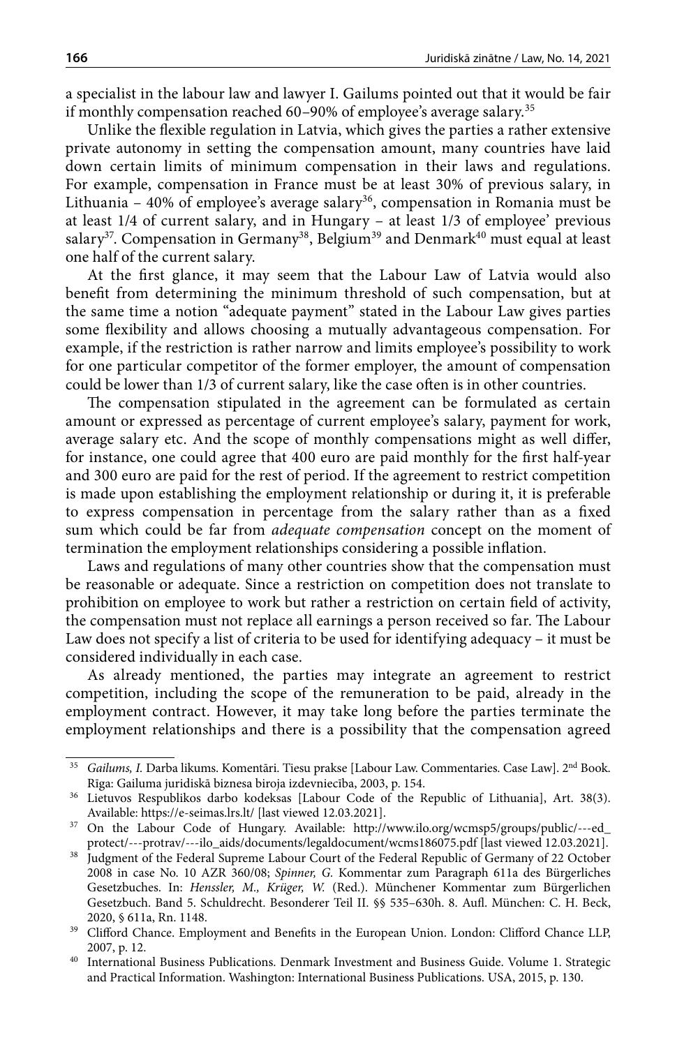a specialist in the labour law and lawyer I. Gailums pointed out that it would be fair if monthly compensation reached 60–90% of employee's average salary.[35]

Unlike the flexible regulation in Latvia, which gives the parties a rather extensive private autonomy in setting the compensation amount, many countries have laid down certain limits of minimum compensation in their laws and regulations. For example, compensation in France must be at least 30% of previous salary, in Lithuania – 40% of employee's average salary[36], compensation in Romania must be at least 1/4 of current salary, and in Hungary – at least 1/3 of employee' previous salary[37]. Compensation in Germany[38], Belgium[39] and Denmark[40] must equal at least one half of the current salary.

At the first glance, it may seem that the Labour Law of Latvia would also benefit from determining the minimum threshold of such compensation, but at the same time a notion "adequate payment" stated in the Labour Law gives parties some flexibility and allows choosing a mutually advantageous compensation. For example, if the restriction is rather narrow and limits employee's possibility to work for one particular competitor of the former employer, the amount of compensation could be lower than 1/3 of current salary, like the case often is in other countries.

The compensation stipulated in the agreement can be formulated as certain amount or expressed as percentage of current employee's salary, payment for work, average salary etc. And the scope of monthly compensations might as well differ, for instance, one could agree that 400 euro are paid monthly for the first half-year and 300 euro are paid for the rest of period. If the agreement to restrict competition is made upon establishing the employment relationship or during it, it is preferable to express compensation in percentage from the salary rather than as a fixed sum which could be far from *adequate compensation* concept on the moment of termination the employment relationships considering a possible inflation.

Laws and regulations of many other countries show that the compensation must be reasonable or adequate. Since a restriction on competition does not translate to prohibition on employee to work but rather a restriction on certain field of activity, the compensation must not replace all earnings a person received so far. The Labour Law does not specify a list of criteria to be used for identifying adequacy – it must be considered individually in each case.

As already mentioned, the parties may integrate an agreement to restrict competition, including the scope of the remuneration to be paid, already in the employment contract. However, it may take long before the parties terminate the employment relationships and there is a possibility that the compensation agreed

---

[35] *Gailums, I.* Darba likums. Komentāri. Tiesu prakse [Labour Law. Commentaries. Case Law]. 2nd Book. Rīga: Gailuma juridiskā biznesa biroja izdevniecība, 2003, p. 154.

[36] Lietuvos Respublikos darbo kodeksas [Labour Code of the Republic of Lithuania], Art. 38(3). Available: https://e-seimas.lrs.lt/ [last viewed 12.03.2021].

[37] On the Labour Code of Hungary. Available: http://www.ilo.org/wcmsp5/groups/public/---ed_protect/---protrav/---ilo_aids/documents/legaldocument/wcms186075.pdf [last viewed 12.03.2021].

[38] Judgment of the Federal Supreme Labour Court of the Federal Republic of Germany of 22 October 2008 in case No. 10 AZR 360/08; *Spinner, G.* Kommentar zum Paragraph 611a des Bürgerliches Gesetzbuches. In: *Henssler, M., Krüger, W.* (Red.). Münchener Kommentar zum Bürgerlichen Gesetzbuch. Band 5. Schuldrecht. Besonderer Teil II. §§ 535–630h. 8. Aufl. München: C. H. Beck, 2020, § 611a, Rn. 1148.

[39] Clifford Chance. Employment and Benefits in the European Union. London: Clifford Chance LLP, 2007, p. 12.

[40] International Business Publications. Denmark Investment and Business Guide. Volume 1. Strategic and Practical Information. Washington: International Business Publications. USA, 2015, p. 130.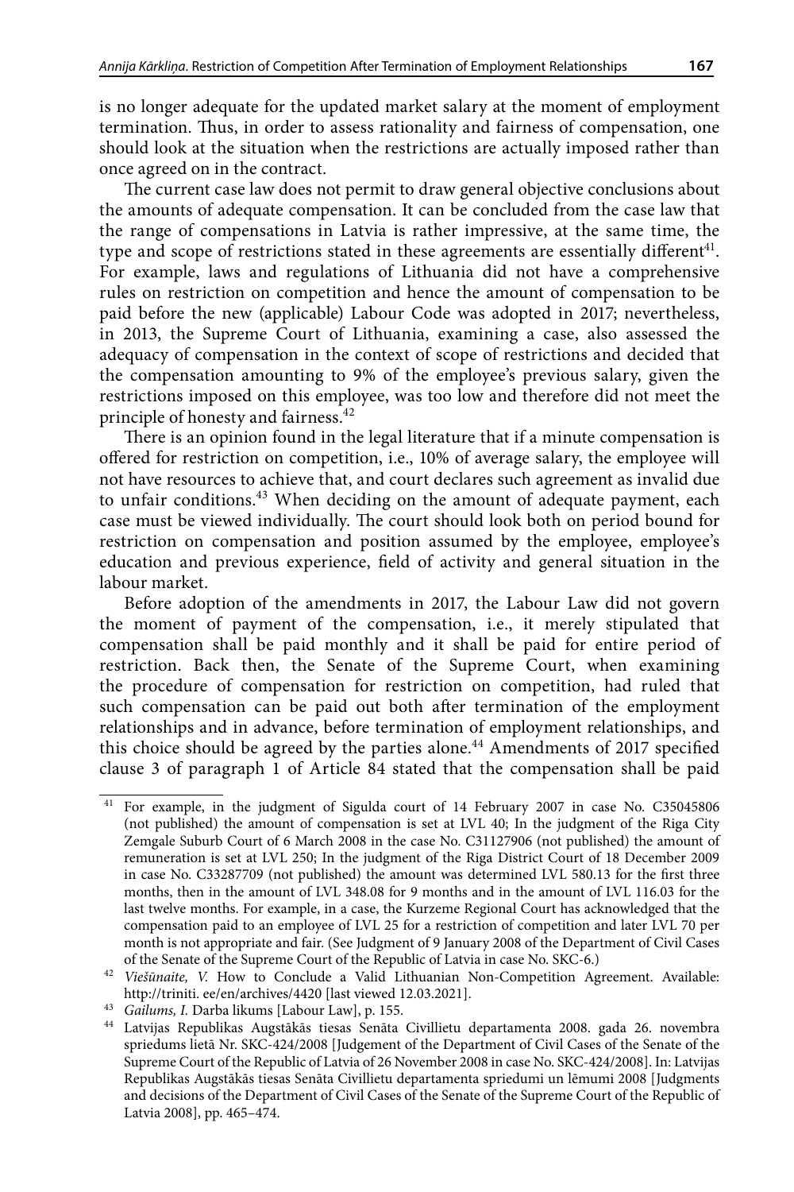is no longer adequate for the updated market salary at the moment of employment termination. Thus, in order to assess rationality and fairness of compensation, one should look at the situation when the restrictions are actually imposed rather than once agreed on in the contract.

The current case law does not permit to draw general objective conclusions about the amounts of adequate compensation. It can be concluded from the case law that the range of compensations in Latvia is rather impressive, at the same time, the type and scope of restrictions stated in these agreements are essentially different[41]. For example, laws and regulations of Lithuania did not have a comprehensive rules on restriction on competition and hence the amount of compensation to be paid before the new (applicable) Labour Code was adopted in 2017; nevertheless, in 2013, the Supreme Court of Lithuania, examining a case, also assessed the adequacy of compensation in the context of scope of restrictions and decided that the compensation amounting to 9% of the employee's previous salary, given the restrictions imposed on this employee, was too low and therefore did not meet the principle of honesty and fairness.[42]

There is an opinion found in the legal literature that if a minute compensation is offered for restriction on competition, i.e., 10% of average salary, the employee will not have resources to achieve that, and court declares such agreement as invalid due to unfair conditions.[43] When deciding on the amount of adequate payment, each case must be viewed individually. The court should look both on period bound for restriction on compensation and position assumed by the employee, employee's education and previous experience, field of activity and general situation in the labour market.

Before adoption of the amendments in 2017, the Labour Law did not govern the moment of payment of the compensation, i.e., it merely stipulated that compensation shall be paid monthly and it shall be paid for entire period of restriction. Back then, the Senate of the Supreme Court, when examining the procedure of compensation for restriction on competition, had ruled that such compensation can be paid out both after termination of the employment relationships and in advance, before termination of employment relationships, and this choice should be agreed by the parties alone.[44] Amendments of 2017 specified clause 3 of paragraph 1 of Article 84 stated that the compensation shall be paid

---

[41] For example, in the judgment of Sigulda court of 14 February 2007 in case No. C35045806 (not published) the amount of compensation is set at LVL 40; In the judgment of the Riga City Zemgale Suburb Court of 6 March 2008 in the case No. C31127906 (not published) the amount of remuneration is set at LVL 250; In the judgment of the Riga District Court of 18 December 2009 in case No. C33287709 (not published) the amount was determined LVL 580.13 for the first three months, then in the amount of LVL 348.08 for 9 months and in the amount of LVL 116.03 for the last twelve months. For example, in a case, the Kurzeme Regional Court has acknowledged that the compensation paid to an employee of LVL 25 for a restriction of competition and later LVL 70 per month is not appropriate and fair. (See Judgment of 9 January 2008 of the Department of Civil Cases of the Senate of the Supreme Court of the Republic of Latvia in case No. SKC-6.)

[42] *Viešūnaite, V.* How to Conclude a Valid Lithuanian Non-Competition Agreement. Available: http://triniti. ee/en/archives/4420 [last viewed 12.03.2021].

[43] *Gailums, I.* Darba likums [Labour Law], p. 155.

[44] Latvijas Republikas Augstākās tiesas Senāta Civillietu departamenta 2008. gada 26. novembra spriedums lietā Nr. SKC-424/2008 [Judgement of the Department of Civil Cases of the Senate of the Supreme Court of the Republic of Latvia of 26 November 2008 in case No. SKC-424/2008]. In: Latvijas Republikas Augstākās tiesas Senāta Civillietu departamenta spriedumi un lēmumi 2008 [Judgments and decisions of the Department of Civil Cases of the Senate of the Supreme Court of the Republic of Latvia 2008], pp. 465–474.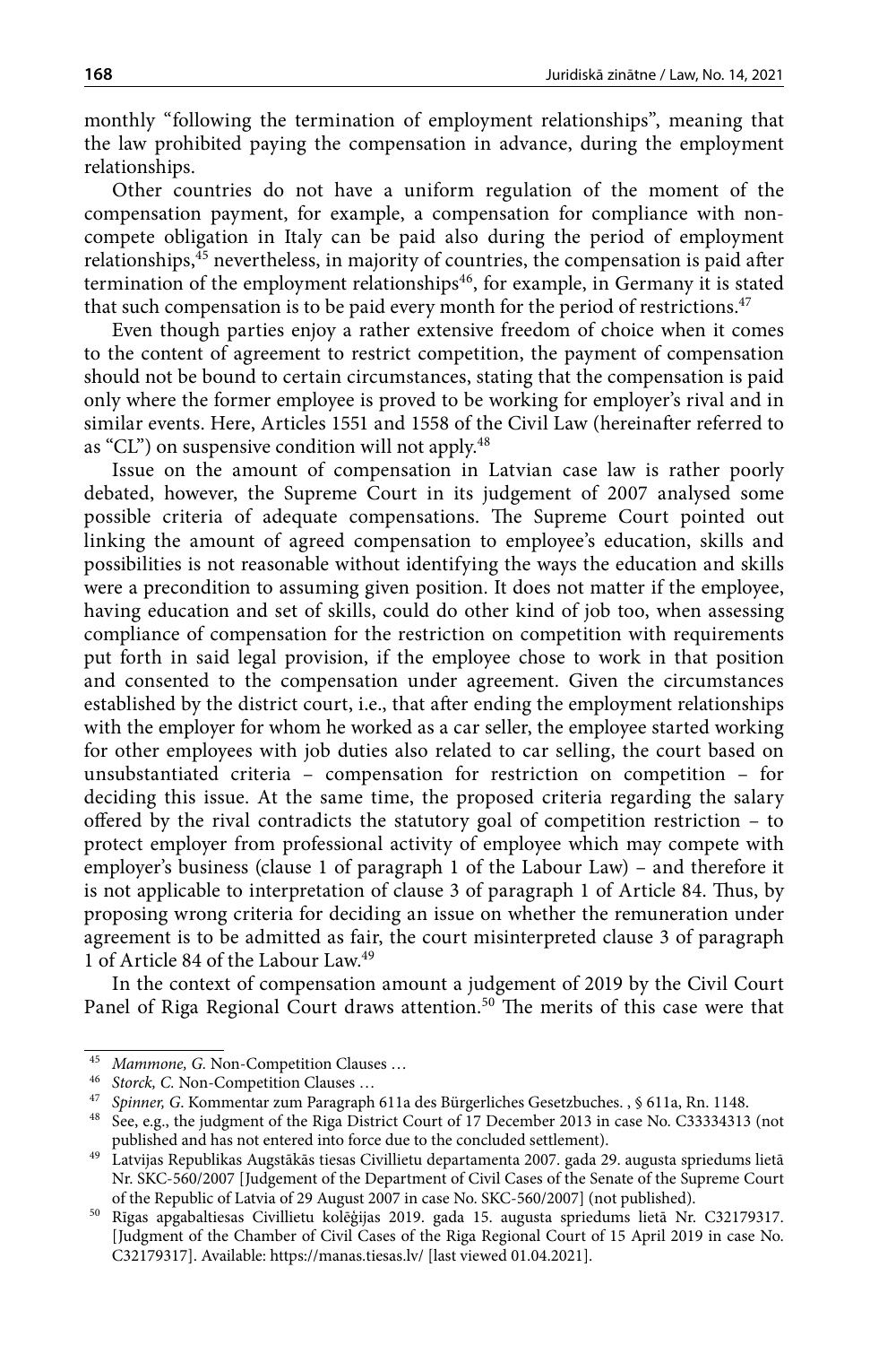monthly "following the termination of employment relationships", meaning that the law prohibited paying the compensation in advance, during the employment relationships.

Other countries do not have a uniform regulation of the moment of the compensation payment, for example, a compensation for compliance with non-compete obligation in Italy can be paid also during the period of employment relationships,[45] nevertheless, in majority of countries, the compensation is paid after termination of the employment relationships[46], for example, in Germany it is stated that such compensation is to be paid every month for the period of restrictions.[47]

Even though parties enjoy a rather extensive freedom of choice when it comes to the content of agreement to restrict competition, the payment of compensation should not be bound to certain circumstances, stating that the compensation is paid only where the former employee is proved to be working for employer's rival and in similar events. Here, Articles 1551 and 1558 of the Civil Law (hereinafter referred to as "CL") on suspensive condition will not apply.[48]

Issue on the amount of compensation in Latvian case law is rather poorly debated, however, the Supreme Court in its judgement of 2007 analysed some possible criteria of adequate compensations. The Supreme Court pointed out linking the amount of agreed compensation to employee's education, skills and possibilities is not reasonable without identifying the ways the education and skills were a precondition to assuming given position. It does not matter if the employee, having education and set of skills, could do other kind of job too, when assessing compliance of compensation for the restriction on competition with requirements put forth in said legal provision, if the employee chose to work in that position and consented to the compensation under agreement. Given the circumstances established by the district court, i.e., that after ending the employment relationships with the employer for whom he worked as a car seller, the employee started working for other employees with job duties also related to car selling, the court based on unsubstantiated criteria – compensation for restriction on competition – for deciding this issue. At the same time, the proposed criteria regarding the salary offered by the rival contradicts the statutory goal of competition restriction – to protect employer from professional activity of employee which may compete with employer's business (clause 1 of paragraph 1 of the Labour Law) – and therefore it is not applicable to interpretation of clause 3 of paragraph 1 of Article 84. Thus, by proposing wrong criteria for deciding an issue on whether the remuneration under agreement is to be admitted as fair, the court misinterpreted clause 3 of paragraph 1 of Article 84 of the Labour Law.[49]

In the context of compensation amount a judgement of 2019 by the Civil Court Panel of Riga Regional Court draws attention.[50] The merits of this case were that

---

[45] *Mammone, G.* Non-Competition Clauses …

[46] *Storck, C.* Non-Competition Clauses …

[47] *Spinner, G.* Kommentar zum Paragraph 611a des Bürgerliches Gesetzbuches. , § 611a, Rn. 1148.

[48] See, e.g., the judgment of the Riga District Court of 17 December 2013 in case No. C33334313 (not published and has not entered into force due to the concluded settlement).

[49] Latvijas Republikas Augstākās tiesas Civillietu departamenta 2007. gada 29. augusta spriedums lietā Nr. SKC-560/2007 [Judgement of the Department of Civil Cases of the Senate of the Supreme Court of the Republic of Latvia of 29 August 2007 in case No. SKC-560/2007] (not published).

[50] Rīgas apgabaltiesas Civillietu kolēģijas 2019. gada 15. augusta spriedums lietā Nr. C32179317. [Judgment of the Chamber of Civil Cases of the Riga Regional Court of 15 April 2019 in case No. C32179317]. Available: https://manas.tiesas.lv/ [last viewed 01.04.2021].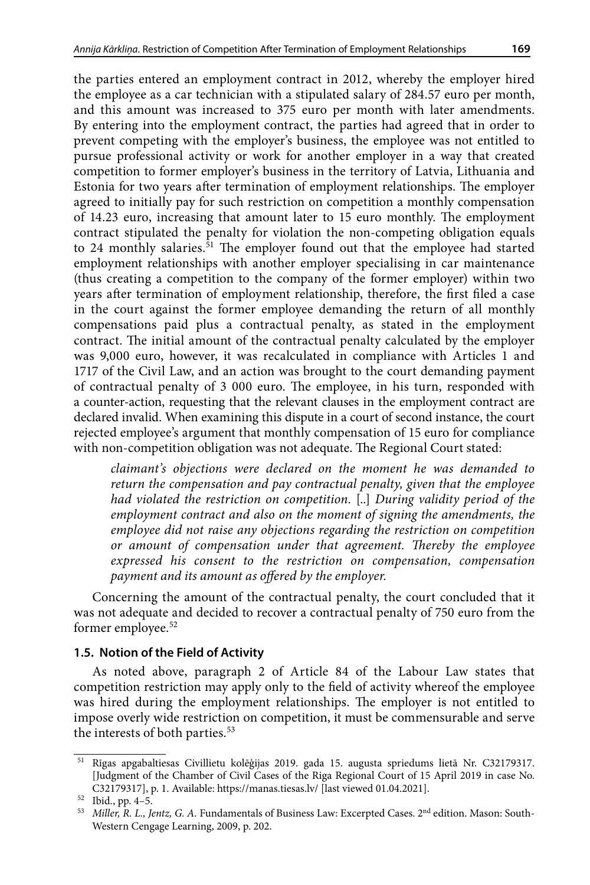the parties entered an employment contract in 2012, whereby the employer hired the employee as a car technician with a stipulated salary of 284.57 euro per month, and this amount was increased to 375 euro per month with later amendments. By entering into the employment contract, the parties had agreed that in order to prevent competing with the employer's business, the employee was not entitled to pursue professional activity or work for another employer in a way that created competition to former employer's business in the territory of Latvia, Lithuania and Estonia for two years after termination of employment relationships. The employer agreed to initially pay for such restriction on competition a monthly compensation of 14.23 euro, increasing that amount later to 15 euro monthly. The employment contract stipulated the penalty for violation the non-competing obligation equals to 24 monthly salaries.[51] The employer found out that the employee had started employment relationships with another employer specialising in car maintenance (thus creating a competition to the company of the former employer) within two years after termination of employment relationship, therefore, the first filed a case in the court against the former employee demanding the return of all monthly compensations paid plus a contractual penalty, as stated in the employment contract. The initial amount of the contractual penalty calculated by the employer was 9,000 euro, however, it was recalculated in compliance with Articles 1 and 1717 of the Civil Law, and an action was brought to the court demanding payment of contractual penalty of 3 000 euro. The employee, in his turn, responded with a counter-action, requesting that the relevant clauses in the employment contract are declared invalid. When examining this dispute in a court of second instance, the court rejected employee's argument that monthly compensation of 15 euro for compliance with non-competition obligation was not adequate. The Regional Court stated:

> *claimant's objections were declared on the moment he was demanded to return the compensation and pay contractual penalty, given that the employee had violated the restriction on competition.* [..] *During validity period of the employment contract and also on the moment of signing the amendments, the employee did not raise any objections regarding the restriction on competition or amount of compensation under that agreement. Thereby the employee expressed his consent to the restriction on compensation, compensation payment and its amount as offered by the employer.*

Concerning the amount of the contractual penalty, the court concluded that it was not adequate and decided to recover a contractual penalty of 750 euro from the former employee.[52]

### 1.5. Notion of the Field of Activity

As noted above, paragraph 2 of Article 84 of the Labour Law states that competition restriction may apply only to the field of activity whereof the employee was hired during the employment relationships. The employer is not entitled to impose overly wide restriction on competition, it must be commensurable and serve the interests of both parties.[53]

---

[51] Rīgas apgabaltiesas Civillietu kolēģijas 2019. gada 15. augusta spriedums lietā Nr. C32179317. [Judgment of the Chamber of Civil Cases of the Riga Regional Court of 15 April 2019 in case No. C32179317], p. 1. Available: https://manas.tiesas.lv/ [last viewed 01.04.2021].

[52] Ibid., pp. 4–5.

[53] *Miller, R. L., Jentz, G. A.* Fundamentals of Business Law: Excerpted Cases. 2nd edition. Mason: South-Western Cengage Learning, 2009, p. 202.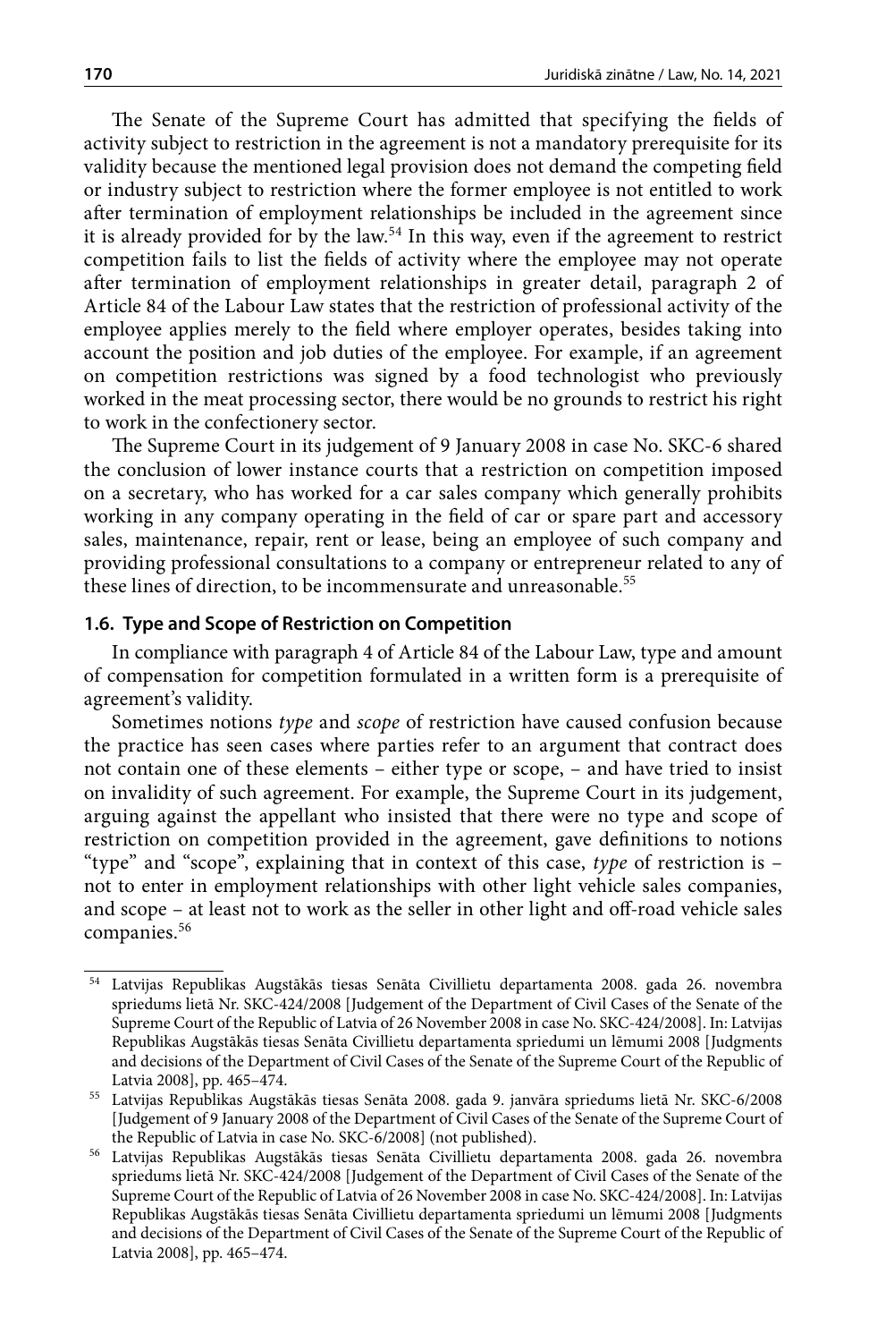The Senate of the Supreme Court has admitted that specifying the fields of activity subject to restriction in the agreement is not a mandatory prerequisite for its validity because the mentioned legal provision does not demand the competing field or industry subject to restriction where the former employee is not entitled to work after termination of employment relationships be included in the agreement since it is already provided for by the law.[54] In this way, even if the agreement to restrict competition fails to list the fields of activity where the employee may not operate after termination of employment relationships in greater detail, paragraph 2 of Article 84 of the Labour Law states that the restriction of professional activity of the employee applies merely to the field where employer operates, besides taking into account the position and job duties of the employee. For example, if an agreement on competition restrictions was signed by a food technologist who previously worked in the meat processing sector, there would be no grounds to restrict his right to work in the confectionery sector.

The Supreme Court in its judgement of 9 January 2008 in case No. SKC-6 shared the conclusion of lower instance courts that a restriction on competition imposed on a secretary, who has worked for a car sales company which generally prohibits working in any company operating in the field of car or spare part and accessory sales, maintenance, repair, rent or lease, being an employee of such company and providing professional consultations to a company or entrepreneur related to any of these lines of direction, to be incommensurate and unreasonable.[55]

### 1.6. Type and Scope of Restriction on Competition

In compliance with paragraph 4 of Article 84 of the Labour Law, type and amount of compensation for competition formulated in a written form is a prerequisite of agreement's validity.

Sometimes notions *type* and *scope* of restriction have caused confusion because the practice has seen cases where parties refer to an argument that contract does not contain one of these elements – either type or scope, – and have tried to insist on invalidity of such agreement. For example, the Supreme Court in its judgement, arguing against the appellant who insisted that there were no type and scope of restriction on competition provided in the agreement, gave definitions to notions "type" and "scope", explaining that in context of this case, *type* of restriction is – not to enter in employment relationships with other light vehicle sales companies, and scope – at least not to work as the seller in other light and off-road vehicle sales companies.[56]

---

[54] Latvijas Republikas Augstākās tiesas Senāta Civillietu departamenta 2008. gada 26. novembra spriedums lietā Nr. SKC-424/2008 [Judgement of the Department of Civil Cases of the Senate of the Supreme Court of the Republic of Latvia of 26 November 2008 in case No. SKC-424/2008]. In: Latvijas Republikas Augstākās tiesas Senāta Civillietu departamenta spriedumi un lēmumi 2008 [Judgments and decisions of the Department of Civil Cases of the Senate of the Supreme Court of the Republic of Latvia 2008], pp. 465–474.

[55] Latvijas Republikas Augstākās tiesas Senāta 2008. gada 9. janvāra spriedums lietā Nr. SKC-6/2008 [Judgement of 9 January 2008 of the Department of Civil Cases of the Senate of the Supreme Court of the Republic of Latvia in case No. SKC-6/2008] (not published).

[56] Latvijas Republikas Augstākās tiesas Senāta Civillietu departamenta 2008. gada 26. novembra spriedums lietā Nr. SKC-424/2008 [Judgement of the Department of Civil Cases of the Senate of the Supreme Court of the Republic of Latvia of 26 November 2008 in case No. SKC-424/2008]. In: Latvijas Republikas Augstākās tiesas Senāta Civillietu departamenta spriedumi un lēmumi 2008 [Judgments and decisions of the Department of Civil Cases of the Senate of the Supreme Court of the Republic of Latvia 2008], pp. 465–474.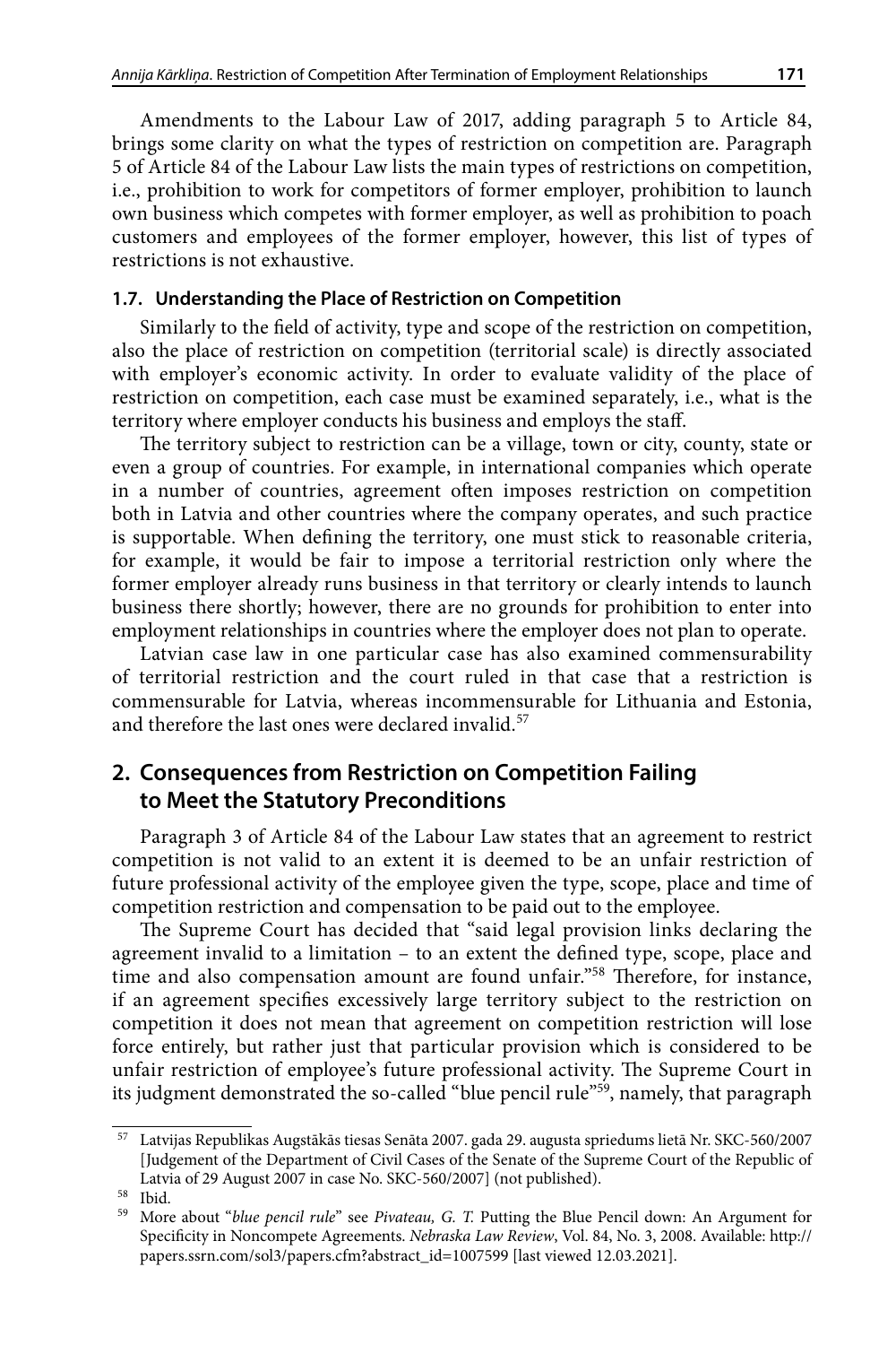Amendments to the Labour Law of 2017, adding paragraph 5 to Article 84, brings some clarity on what the types of restriction on competition are. Paragraph 5 of Article 84 of the Labour Law lists the main types of restrictions on competition, i.e., prohibition to work for competitors of former employer, prohibition to launch own business which competes with former employer, as well as prohibition to poach customers and employees of the former employer, however, this list of types of restrictions is not exhaustive.

### 1.7. Understanding the Place of Restriction on Competition

Similarly to the field of activity, type and scope of the restriction on competition, also the place of restriction on competition (territorial scale) is directly associated with employer's economic activity. In order to evaluate validity of the place of restriction on competition, each case must be examined separately, i.e., what is the territory where employer conducts his business and employs the staff.

The territory subject to restriction can be a village, town or city, county, state or even a group of countries. For example, in international companies which operate in a number of countries, agreement often imposes restriction on competition both in Latvia and other countries where the company operates, and such practice is supportable. When defining the territory, one must stick to reasonable criteria, for example, it would be fair to impose a territorial restriction only where the former employer already runs business in that territory or clearly intends to launch business there shortly; however, there are no grounds for prohibition to enter into employment relationships in countries where the employer does not plan to operate.

Latvian case law in one particular case has also examined commensurability of territorial restriction and the court ruled in that case that a restriction is commensurable for Latvia, whereas incommensurable for Lithuania and Estonia, and therefore the last ones were declared invalid.[57]

## 2. Consequences from Restriction on Competition Failing to Meet the Statutory Preconditions

Paragraph 3 of Article 84 of the Labour Law states that an agreement to restrict competition is not valid to an extent it is deemed to be an unfair restriction of future professional activity of the employee given the type, scope, place and time of competition restriction and compensation to be paid out to the employee.

The Supreme Court has decided that "said legal provision links declaring the agreement invalid to a limitation – to an extent the defined type, scope, place and time and also compensation amount are found unfair."[58] Therefore, for instance, if an agreement specifies excessively large territory subject to the restriction on competition it does not mean that agreement on competition restriction will lose force entirely, but rather just that particular provision which is considered to be unfair restriction of employee's future professional activity. The Supreme Court in its judgment demonstrated the so-called "blue pencil rule"[59], namely, that paragraph

---

[57] Latvijas Republikas Augstākās tiesas Senāta 2007. gada 29. augusta spriedums lietā Nr. SKC-560/2007 [Judgement of the Department of Civil Cases of the Senate of the Supreme Court of the Republic of Latvia of 29 August 2007 in case No. SKC-560/2007] (not published).

[58] Ibid.

[59] More about "*blue pencil rule*" see *Pivateau, G. T.* Putting the Blue Pencil down: An Argument for Specificity in Noncompete Agreements. *Nebraska Law Review*, Vol. 84, No. 3, 2008. Available: http://papers.ssrn.com/sol3/papers.cfm?abstract_id=1007599 [last viewed 12.03.2021].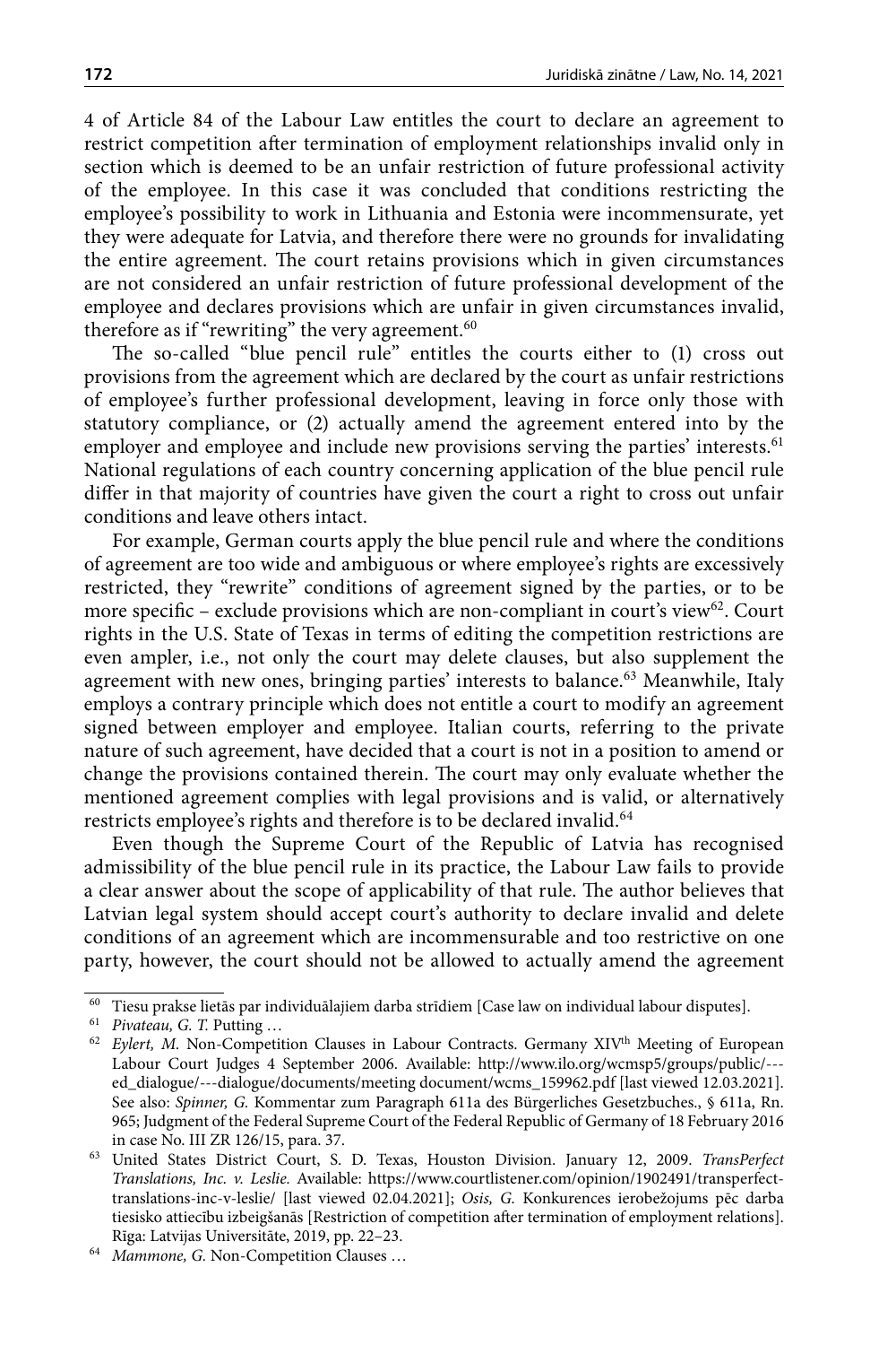4 of Article 84 of the Labour Law entitles the court to declare an agreement to restrict competition after termination of employment relationships invalid only in section which is deemed to be an unfair restriction of future professional activity of the employee. In this case it was concluded that conditions restricting the employee's possibility to work in Lithuania and Estonia were incommensurate, yet they were adequate for Latvia, and therefore there were no grounds for invalidating the entire agreement. The court retains provisions which in given circumstances are not considered an unfair restriction of future professional development of the employee and declares provisions which are unfair in given circumstances invalid, therefore as if "rewriting" the very agreement.[60]

The so-called "blue pencil rule" entitles the courts either to (1) cross out provisions from the agreement which are declared by the court as unfair restrictions of employee's further professional development, leaving in force only those with statutory compliance, or (2) actually amend the agreement entered into by the employer and employee and include new provisions serving the parties' interests.[61] National regulations of each country concerning application of the blue pencil rule differ in that majority of countries have given the court a right to cross out unfair conditions and leave others intact.

For example, German courts apply the blue pencil rule and where the conditions of agreement are too wide and ambiguous or where employee's rights are excessively restricted, they "rewrite" conditions of agreement signed by the parties, or to be more specific – exclude provisions which are non-compliant in court's view[62]. Court rights in the U.S. State of Texas in terms of editing the competition restrictions are even ampler, i.e., not only the court may delete clauses, but also supplement the agreement with new ones, bringing parties' interests to balance.[63] Meanwhile, Italy employs a contrary principle which does not entitle a court to modify an agreement signed between employer and employee. Italian courts, referring to the private nature of such agreement, have decided that a court is not in a position to amend or change the provisions contained therein. The court may only evaluate whether the mentioned agreement complies with legal provisions and is valid, or alternatively restricts employee's rights and therefore is to be declared invalid.[64]

Even though the Supreme Court of the Republic of Latvia has recognised admissibility of the blue pencil rule in its practice, the Labour Law fails to provide a clear answer about the scope of applicability of that rule. The author believes that Latvian legal system should accept court's authority to declare invalid and delete conditions of an agreement which are incommensurable and too restrictive on one party, however, the court should not be allowed to actually amend the agreement

---

[60] Tiesu prakse lietās par individuālajiem darba strīdiem [Case law on individual labour disputes].

[61] *Pivateau, G. T.* Putting …

[62] *Eylert, M.* Non-Competition Clauses in Labour Contracts. Germany XIV[th] Meeting of European Labour Court Judges 4 September 2006. Available: http://www.ilo.org/wcmsp5/groups/public/---ed_dialogue/---dialogue/documents/meeting document/wcms_159962.pdf [last viewed 12.03.2021]. See also: *Spinner, G.* Kommentar zum Paragraph 611a des Bürgerliches Gesetzbuches., § 611a, Rn. 965; Judgment of the Federal Supreme Court of the Federal Republic of Germany of 18 February 2016 in case No. III ZR 126/15, para. 37.

[63] United States District Court, S. D. Texas, Houston Division. January 12, 2009. *TransPerfect Translations, Inc. v. Leslie.* Available: https://www.courtlistener.com/opinion/1902491/transperfect-translations-inc-v-leslie/ [last viewed 02.04.2021]; *Osis, G.* Konkurences ierobežojums pēc darba tiesisko attiecību izbeigšanās [Restriction of competition after termination of employment relations]. Riga: Latvijas Universitāte, 2019, pp. 22–23.

[64] *Mammone, G.* Non-Competition Clauses …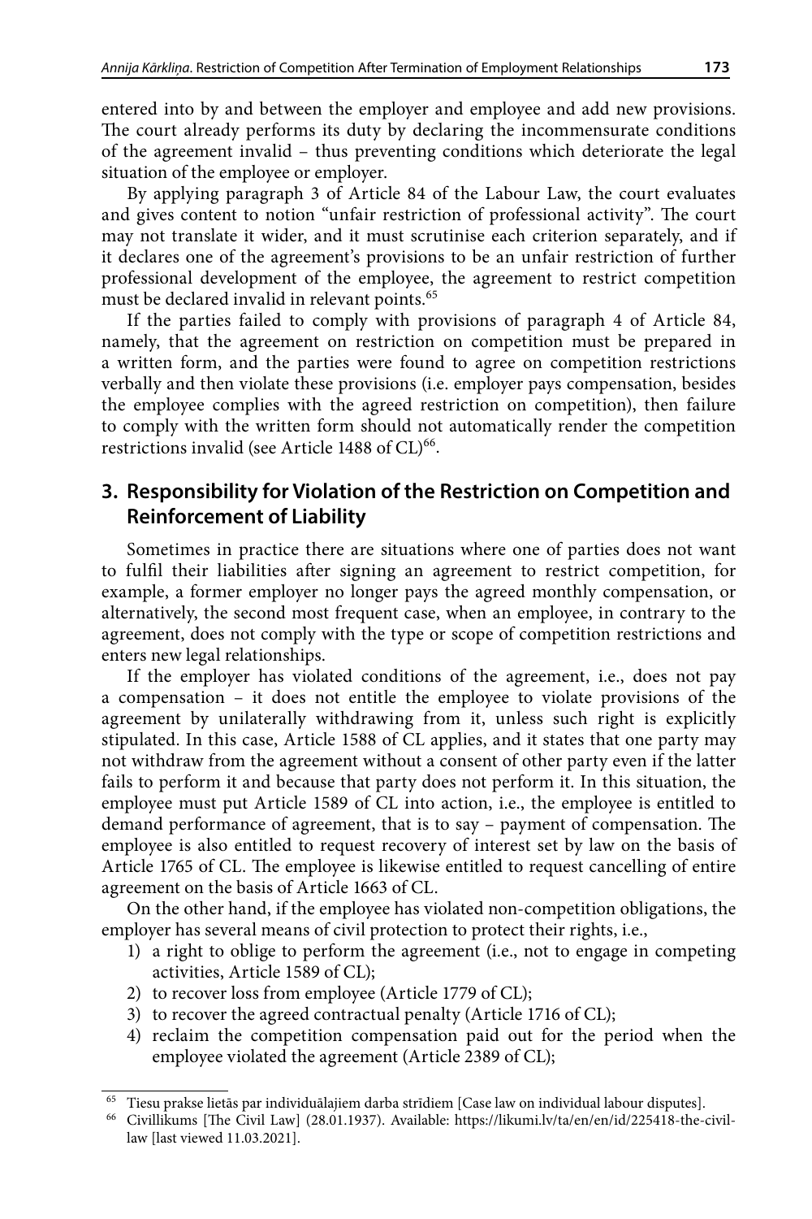entered into by and between the employer and employee and add new provisions. The court already performs its duty by declaring the incommensurate conditions of the agreement invalid – thus preventing conditions which deteriorate the legal situation of the employee or employer.

By applying paragraph 3 of Article 84 of the Labour Law, the court evaluates and gives content to notion "unfair restriction of professional activity". The court may not translate it wider, and it must scrutinise each criterion separately, and if it declares one of the agreement's provisions to be an unfair restriction of further professional development of the employee, the agreement to restrict competition must be declared invalid in relevant points.[65]

If the parties failed to comply with provisions of paragraph 4 of Article 84, namely, that the agreement on restriction on competition must be prepared in a written form, and the parties were found to agree on competition restrictions verbally and then violate these provisions (i.e. employer pays compensation, besides the employee complies with the agreed restriction on competition), then failure to comply with the written form should not automatically render the competition restrictions invalid (see Article 1488 of CL)[66].

## 3. Responsibility for Violation of the Restriction on Competition and Reinforcement of Liability

Sometimes in practice there are situations where one of parties does not want to fulfil their liabilities after signing an agreement to restrict competition, for example, a former employer no longer pays the agreed monthly compensation, or alternatively, the second most frequent case, when an employee, in contrary to the agreement, does not comply with the type or scope of competition restrictions and enters new legal relationships.

If the employer has violated conditions of the agreement, i.e., does not pay a compensation – it does not entitle the employee to violate provisions of the agreement by unilaterally withdrawing from it, unless such right is explicitly stipulated. In this case, Article 1588 of CL applies, and it states that one party may not withdraw from the agreement without a consent of other party even if the latter fails to perform it and because that party does not perform it. In this situation, the employee must put Article 1589 of CL into action, i.e., the employee is entitled to demand performance of agreement, that is to say – payment of compensation. The employee is also entitled to request recovery of interest set by law on the basis of Article 1765 of CL. The employee is likewise entitled to request cancelling of entire agreement on the basis of Article 1663 of CL.

On the other hand, if the employee has violated non-competition obligations, the employer has several means of civil protection to protect their rights, i.e.,

1) a right to oblige to perform the agreement (i.e., not to engage in competing activities, Article 1589 of CL);
2) to recover loss from employee (Article 1779 of CL);
3) to recover the agreed contractual penalty (Article 1716 of CL);
4) reclaim the competition compensation paid out for the period when the employee violated the agreement (Article 2389 of CL);

---

[65] Tiesu prakse lietās par individuālajiem darba strīdiem [Case law on individual labour disputes].

[66] Civillikums [The Civil Law] (28.01.1937). Available: https://likumi.lv/ta/en/en/id/225418-the-civil-law [last viewed 11.03.2021].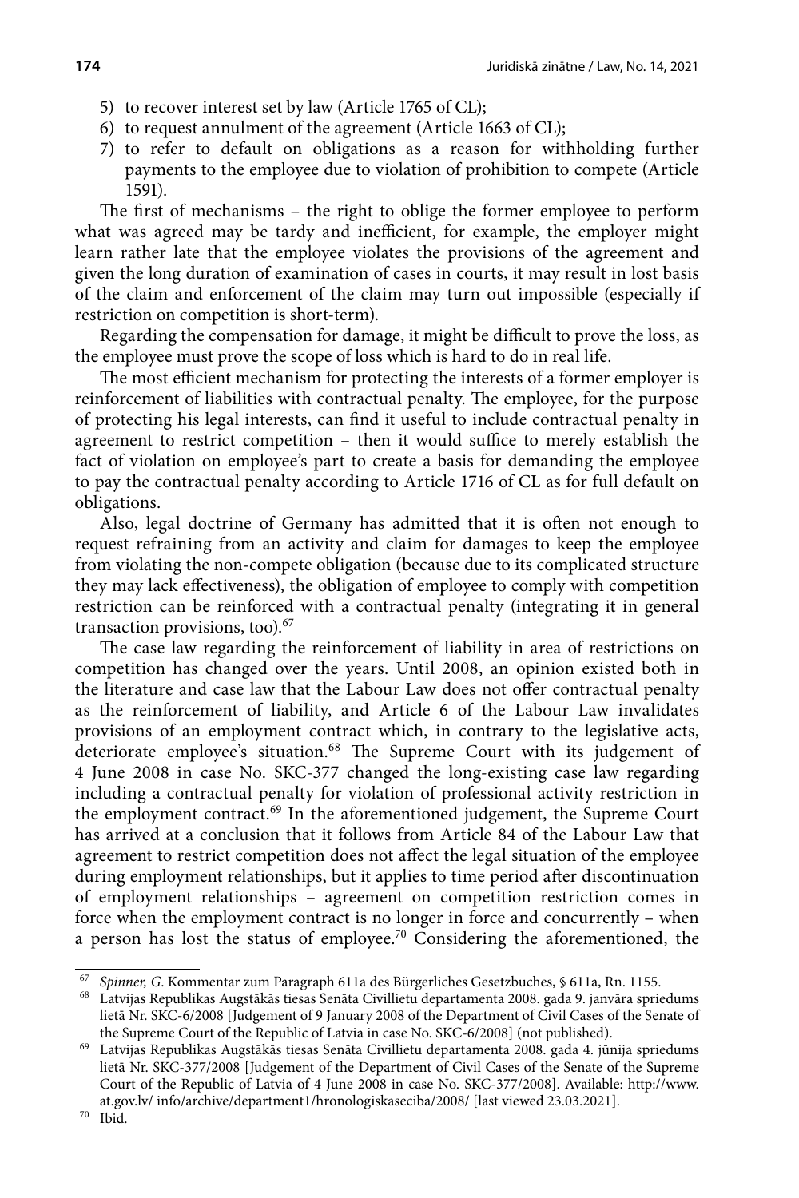5) to recover interest set by law (Article 1765 of CL);
6) to request annulment of the agreement (Article 1663 of CL);
7) to refer to default on obligations as a reason for withholding further payments to the employee due to violation of prohibition to compete (Article 1591).

The first of mechanisms – the right to oblige the former employee to perform what was agreed may be tardy and inefficient, for example, the employer might learn rather late that the employee violates the provisions of the agreement and given the long duration of examination of cases in courts, it may result in lost basis of the claim and enforcement of the claim may turn out impossible (especially if restriction on competition is short-term).

Regarding the compensation for damage, it might be difficult to prove the loss, as the employee must prove the scope of loss which is hard to do in real life.

The most efficient mechanism for protecting the interests of a former employer is reinforcement of liabilities with contractual penalty. The employee, for the purpose of protecting his legal interests, can find it useful to include contractual penalty in agreement to restrict competition – then it would suffice to merely establish the fact of violation on employee's part to create a basis for demanding the employee to pay the contractual penalty according to Article 1716 of CL as for full default on obligations.

Also, legal doctrine of Germany has admitted that it is often not enough to request refraining from an activity and claim for damages to keep the employee from violating the non-compete obligation (because due to its complicated structure they may lack effectiveness), the obligation of employee to comply with competition restriction can be reinforced with a contractual penalty (integrating it in general transaction provisions, too).[67]

The case law regarding the reinforcement of liability in area of restrictions on competition has changed over the years. Until 2008, an opinion existed both in the literature and case law that the Labour Law does not offer contractual penalty as the reinforcement of liability, and Article 6 of the Labour Law invalidates provisions of an employment contract which, in contrary to the legislative acts, deteriorate employee's situation.[68] The Supreme Court with its judgement of 4 June 2008 in case No. SKC-377 changed the long-existing case law regarding including a contractual penalty for violation of professional activity restriction in the employment contract.[69] In the aforementioned judgement, the Supreme Court has arrived at a conclusion that it follows from Article 84 of the Labour Law that agreement to restrict competition does not affect the legal situation of the employee during employment relationships, but it applies to time period after discontinuation of employment relationships – agreement on competition restriction comes in force when the employment contract is no longer in force and concurrently – when a person has lost the status of employee.[70] Considering the aforementioned, the

---

[67] *Spinner, G.* Kommentar zum Paragraph 611a des Bürgerliches Gesetzbuches, § 611a, Rn. 1155.

[68] Latvijas Republikas Augstākās tiesas Senāta Civillietu departamenta 2008. gada 9. janvāra spriedums lietā Nr. SKC-6/2008 [Judgement of 9 January 2008 of the Department of Civil Cases of the Senate of the Supreme Court of the Republic of Latvia in case No. SKC-6/2008] (not published).

[69] Latvijas Republikas Augstākās tiesas Senāta Civillietu departamenta 2008. gada 4. jūnija spriedums lietā Nr. SKC-377/2008 [Judgement of the Department of Civil Cases of the Senate of the Supreme Court of the Republic of Latvia of 4 June 2008 in case No. SKC-377/2008]. Available: http://www.at.gov.lv/ info/archive/department1/hronologiskaseciba/2008/ [last viewed 23.03.2021].

[70] Ibid.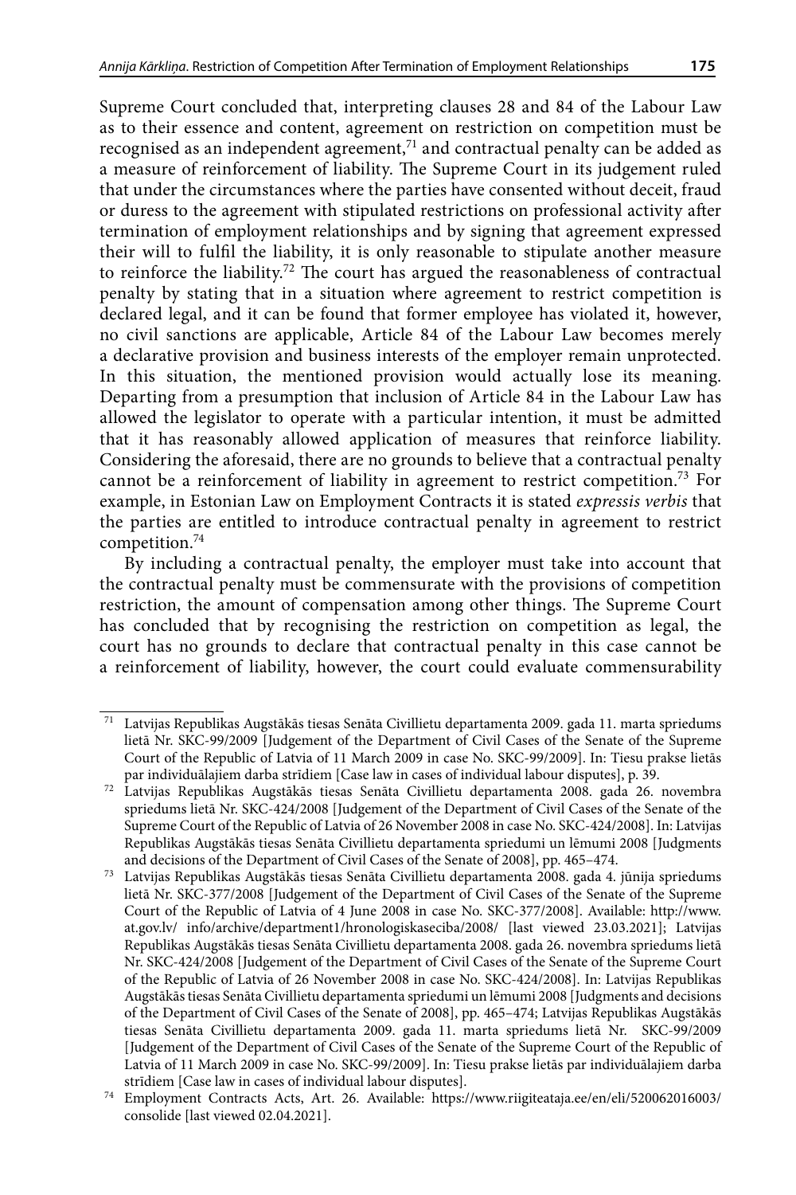Supreme Court concluded that, interpreting clauses 28 and 84 of the Labour Law as to their essence and content, agreement on restriction on competition must be recognised as an independent agreement,[71] and contractual penalty can be added as a measure of reinforcement of liability. The Supreme Court in its judgement ruled that under the circumstances where the parties have consented without deceit, fraud or duress to the agreement with stipulated restrictions on professional activity after termination of employment relationships and by signing that agreement expressed their will to fulfil the liability, it is only reasonable to stipulate another measure to reinforce the liability.[72] The court has argued the reasonableness of contractual penalty by stating that in a situation where agreement to restrict competition is declared legal, and it can be found that former employee has violated it, however, no civil sanctions are applicable, Article 84 of the Labour Law becomes merely a declarative provision and business interests of the employer remain unprotected. In this situation, the mentioned provision would actually lose its meaning. Departing from a presumption that inclusion of Article 84 in the Labour Law has allowed the legislator to operate with a particular intention, it must be admitted that it has reasonably allowed application of measures that reinforce liability. Considering the aforesaid, there are no grounds to believe that a contractual penalty cannot be a reinforcement of liability in agreement to restrict competition.[73] For example, in Estonian Law on Employment Contracts it is stated *expressis verbis* that the parties are entitled to introduce contractual penalty in agreement to restrict competition.[74]

By including a contractual penalty, the employer must take into account that the contractual penalty must be commensurate with the provisions of competition restriction, the amount of compensation among other things. The Supreme Court has concluded that by recognising the restriction on competition as legal, the court has no grounds to declare that contractual penalty in this case cannot be a reinforcement of liability, however, the court could evaluate commensurability

---

[71] Latvijas Republikas Augstākās tiesas Senāta Civillietu departamenta 2009. gada 11. marta spriedums lietā Nr. SKC-99/2009 [Judgement of the Department of Civil Cases of the Senate of the Supreme Court of the Republic of Latvia of 11 March 2009 in case No. SKC-99/2009]. In: Tiesu prakse lietās par individuālajiem darba strīdiem [Case law in cases of individual labour disputes], p. 39.

[72] Latvijas Republikas Augstākās tiesas Senāta Civillietu departamenta 2008. gada 26. novembra spriedums lietā Nr. SKC-424/2008 [Judgement of the Department of Civil Cases of the Senate of the Supreme Court of the Republic of Latvia of 26 November 2008 in case No. SKC-424/2008]. In: Latvijas Republikas Augstākās tiesas Senāta Civillietu departamenta spriedumi un lēmumi 2008 [Judgments and decisions of the Department of Civil Cases of the Senate of 2008], pp. 465–474.

[73] Latvijas Republikas Augstākās tiesas Senāta Civillietu departamenta 2008. gada 4. jūnija spriedums lietā Nr. SKC-377/2008 [Judgement of the Department of Civil Cases of the Senate of the Supreme Court of the Republic of Latvia of 4 June 2008 in case No. SKC-377/2008]. Available: http://www.at.gov.lv/ info/archive/department1/hronologiskaseciba/2008/ [last viewed 23.03.2021]; Latvijas Republikas Augstākās tiesas Senāta Civillietu departamenta 2008. gada 26. novembra spriedums lietā Nr. SKC-424/2008 [Judgement of the Department of Civil Cases of the Senate of the Supreme Court of the Republic of Latvia of 26 November 2008 in case No. SKC-424/2008]. In: Latvijas Republikas Augstākās tiesas Senāta Civillietu departamenta spriedumi un lēmumi 2008 [Judgments and decisions of the Department of Civil Cases of the Senate of 2008], pp. 465–474; Latvijas Republikas Augstākās tiesas Senāta Civillietu departamenta 2009. gada 11. marta spriedums lietā Nr. SKC-99/2009 [Judgement of the Department of Civil Cases of the Senate of the Supreme Court of the Republic of Latvia of 11 March 2009 in case No. SKC-99/2009]. In: Tiesu prakse lietās par individuālajiem darba strīdiem [Case law in cases of individual labour disputes].

[74] Employment Contracts Acts, Art. 26. Available: https://www.riigiteataja.ee/en/eli/520062016003/consolide [last viewed 02.04.2021].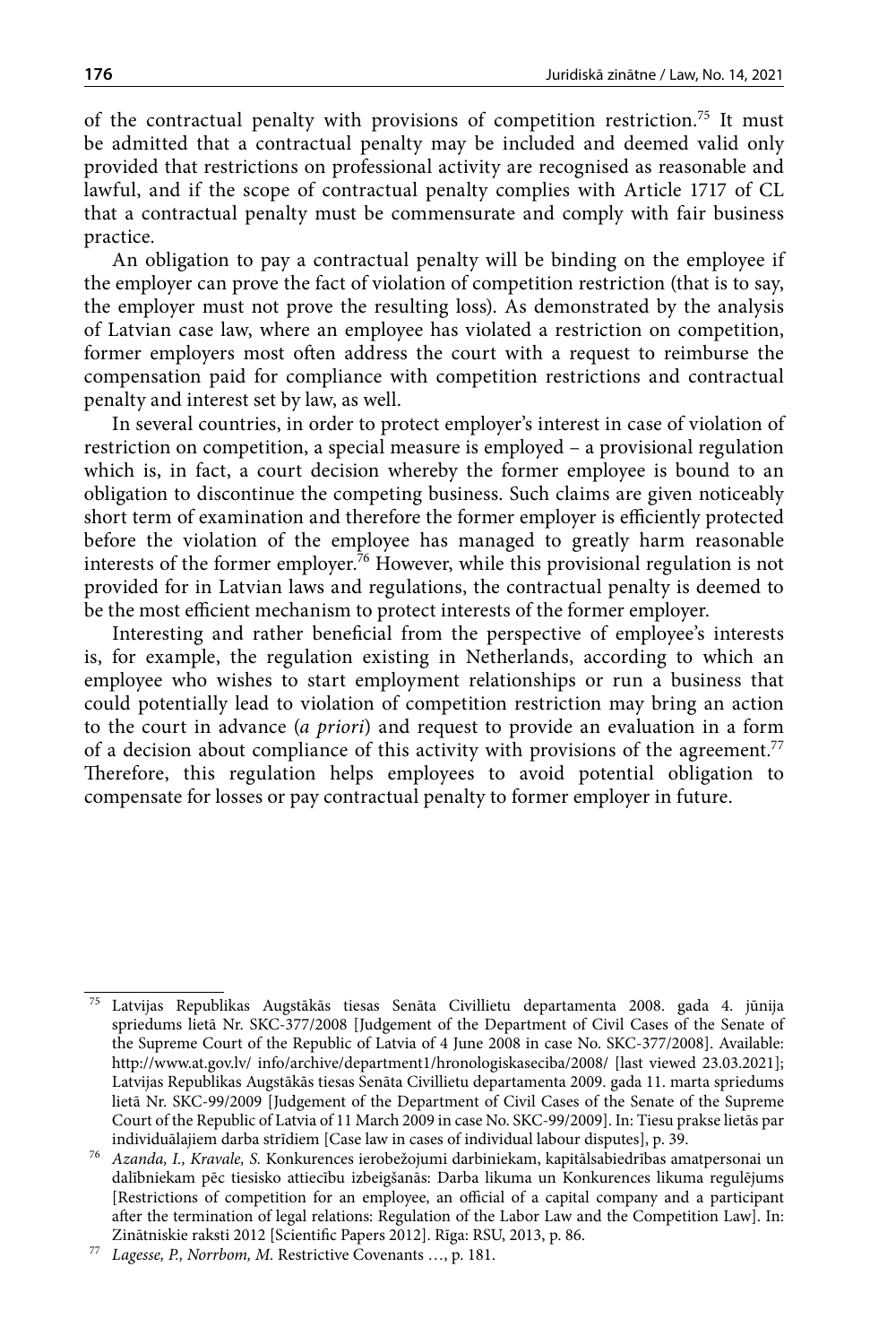of the contractual penalty with provisions of competition restriction.[75] It must be admitted that a contractual penalty may be included and deemed valid only provided that restrictions on professional activity are recognised as reasonable and lawful, and if the scope of contractual penalty complies with Article 1717 of CL that a contractual penalty must be commensurate and comply with fair business practice.

An obligation to pay a contractual penalty will be binding on the employee if the employer can prove the fact of violation of competition restriction (that is to say, the employer must not prove the resulting loss). As demonstrated by the analysis of Latvian case law, where an employee has violated a restriction on competition, former employers most often address the court with a request to reimburse the compensation paid for compliance with competition restrictions and contractual penalty and interest set by law, as well.

In several countries, in order to protect employer's interest in case of violation of restriction on competition, a special measure is employed – a provisional regulation which is, in fact, a court decision whereby the former employee is bound to an obligation to discontinue the competing business. Such claims are given noticeably short term of examination and therefore the former employer is efficiently protected before the violation of the employee has managed to greatly harm reasonable interests of the former employer.[76] However, while this provisional regulation is not provided for in Latvian laws and regulations, the contractual penalty is deemed to be the most efficient mechanism to protect interests of the former employer.

Interesting and rather beneficial from the perspective of employee's interests is, for example, the regulation existing in Netherlands, according to which an employee who wishes to start employment relationships or run a business that could potentially lead to violation of competition restriction may bring an action to the court in advance (*a priori*) and request to provide an evaluation in a form of a decision about compliance of this activity with provisions of the agreement.[77] Therefore, this regulation helps employees to avoid potential obligation to compensate for losses or pay contractual penalty to former employer in future.

---

[75] Latvijas Republikas Augstākās tiesas Senāta Civillietu departamenta 2008. gada 4. jūnija spriedums lietā Nr. SKC-377/2008 [Judgement of the Department of Civil Cases of the Senate of the Supreme Court of the Republic of Latvia of 4 June 2008 in case No. SKC-377/2008]. Available: http://www.at.gov.lv/ info/archive/department1/hronologiskaseciba/2008/ [last viewed 23.03.2021]; Latvijas Republikas Augstākās tiesas Senāta Civillietu departamenta 2009. gada 11. marta spriedums lietā Nr. SKC-99/2009 [Judgement of the Department of Civil Cases of the Senate of the Supreme Court of the Republic of Latvia of 11 March 2009 in case No. SKC-99/2009]. In: Tiesu prakse lietās par individuālajiem darba strīdiem [Case law in cases of individual labour disputes], p. 39.

[76] *Azanda, I., Kravale, S.* Konkurences ierobežojumi darbiniekam, kapitālsabiedrības amatpersonai un dalībniekam pēc tiesisko attiecību izbeigšanās: Darba likuma un Konkurences likuma regulējums [Restrictions of competition for an employee, an official of a capital company and a participant after the termination of legal relations: Regulation of the Labor Law and the Competition Law]. In: Zinātniskie raksti 2012 [Scientific Papers 2012]. Rīga: RSU, 2013, p. 86.

[77] *Lagesse, P., Norrbom, M.* Restrictive Covenants …, p. 181.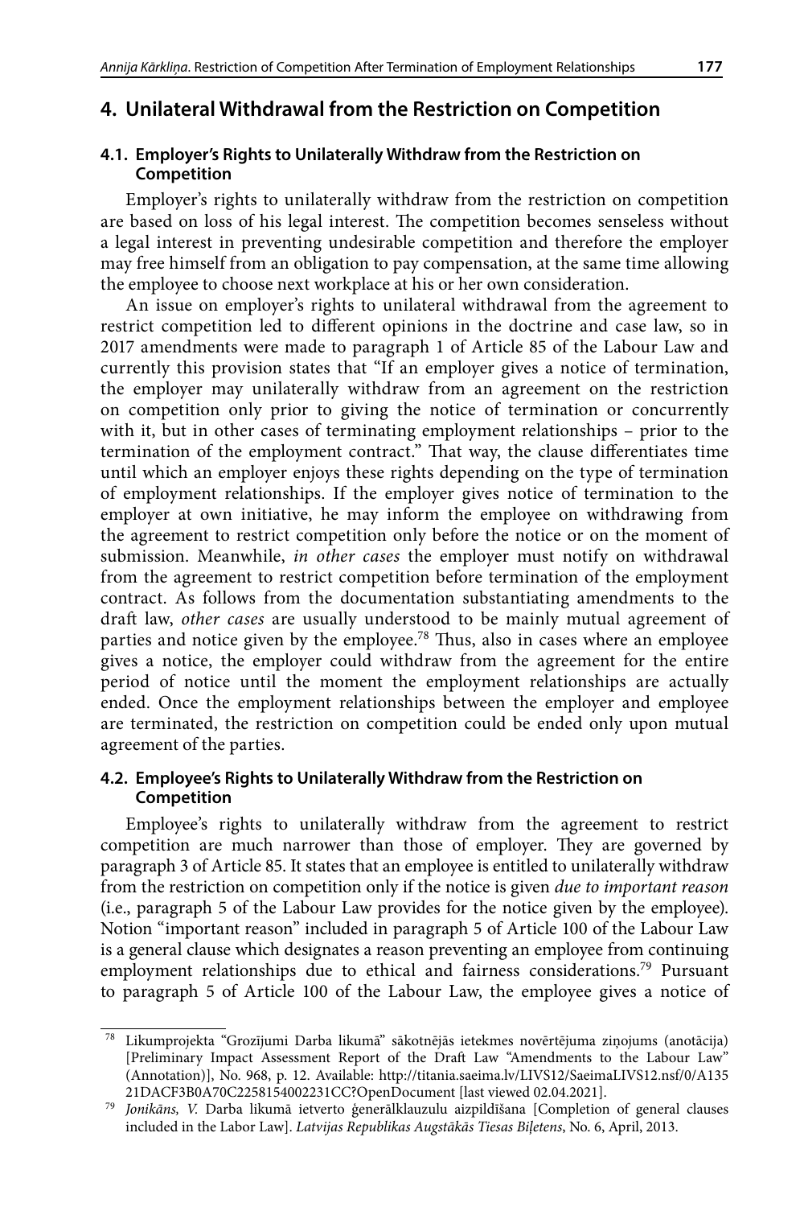## 4. Unilateral Withdrawal from the Restriction on Competition

### 4.1. Employer's Rights to Unilaterally Withdraw from the Restriction on Competition

Employer's rights to unilaterally withdraw from the restriction on competition are based on loss of his legal interest. The competition becomes senseless without a legal interest in preventing undesirable competition and therefore the employer may free himself from an obligation to pay compensation, at the same time allowing the employee to choose next workplace at his or her own consideration.

An issue on employer's rights to unilateral withdrawal from the agreement to restrict competition led to different opinions in the doctrine and case law, so in 2017 amendments were made to paragraph 1 of Article 85 of the Labour Law and currently this provision states that "If an employer gives a notice of termination, the employer may unilaterally withdraw from an agreement on the restriction on competition only prior to giving the notice of termination or concurrently with it, but in other cases of terminating employment relationships – prior to the termination of the employment contract." That way, the clause differentiates time until which an employer enjoys these rights depending on the type of termination of employment relationships. If the employer gives notice of termination to the employer at own initiative, he may inform the employee on withdrawing from the agreement to restrict competition only before the notice or on the moment of submission. Meanwhile, *in other cases* the employer must notify on withdrawal from the agreement to restrict competition before termination of the employment contract. As follows from the documentation substantiating amendments to the draft law, *other cases* are usually understood to be mainly mutual agreement of parties and notice given by the employee.[78] Thus, also in cases where an employee gives a notice, the employer could withdraw from the agreement for the entire period of notice until the moment the employment relationships are actually ended. Once the employment relationships between the employer and employee are terminated, the restriction on competition could be ended only upon mutual agreement of the parties.

### 4.2. Employee's Rights to Unilaterally Withdraw from the Restriction on Competition

Employee's rights to unilaterally withdraw from the agreement to restrict competition are much narrower than those of employer. They are governed by paragraph 3 of Article 85. It states that an employee is entitled to unilaterally withdraw from the restriction on competition only if the notice is given *due to important reason* (i.e., paragraph 5 of the Labour Law provides for the notice given by the employee). Notion "important reason" included in paragraph 5 of Article 100 of the Labour Law is a general clause which designates a reason preventing an employee from continuing employment relationships due to ethical and fairness considerations.[79] Pursuant to paragraph 5 of Article 100 of the Labour Law, the employee gives a notice of

---

[78] Likumprojekta "Grozījumi Darba likumā" sākotnējās ietekmes novērtējuma ziņojums (anotācija) [Preliminary Impact Assessment Report of the Draft Law "Amendments to the Labour Law" (Annotation)], No. 968, p. 12. Available: http://titania.saeima.lv/LIVS12/SaeimaLIVS12.nsf/0/A13521DACF3B0A70C2258154002231CC?OpenDocument [last viewed 02.04.2021].

[79] *Jonikāns, V.* Darba likumā ietverto ģenerālklauzulu aizpildīšana [Completion of general clauses included in the Labor Law]. *Latvijas Republikas Augstākās Tiesas Biļetens*, No. 6, April, 2013.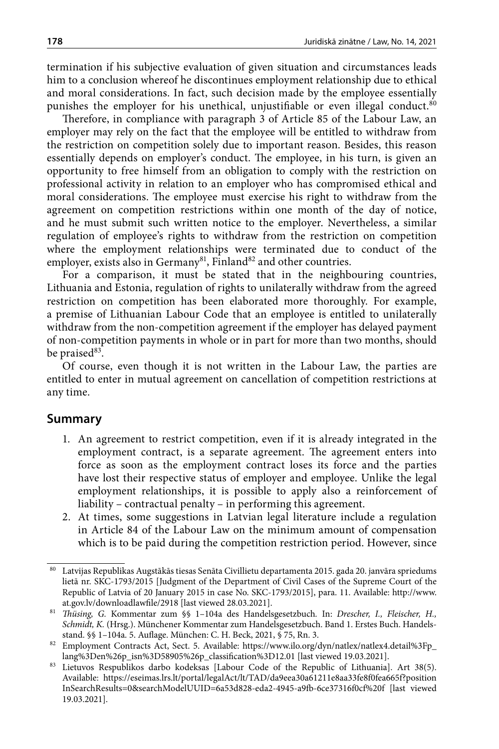termination if his subjective evaluation of given situation and circumstances leads him to a conclusion whereof he discontinues employment relationship due to ethical and moral considerations. In fact, such decision made by the employee essentially punishes the employer for his unethical, unjustifiable or even illegal conduct.[80]

Therefore, in compliance with paragraph 3 of Article 85 of the Labour Law, an employer may rely on the fact that the employee will be entitled to withdraw from the restriction on competition solely due to important reason. Besides, this reason essentially depends on employer's conduct. The employee, in his turn, is given an opportunity to free himself from an obligation to comply with the restriction on professional activity in relation to an employer who has compromised ethical and moral considerations. The employee must exercise his right to withdraw from the agreement on competition restrictions within one month of the day of notice, and he must submit such written notice to the employer. Nevertheless, a similar regulation of employee's rights to withdraw from the restriction on competition where the employment relationships were terminated due to conduct of the employer, exists also in Germany[81], Finland[82] and other countries.

For a comparison, it must be stated that in the neighbouring countries, Lithuania and Estonia, regulation of rights to unilaterally withdraw from the agreed restriction on competition has been elaborated more thoroughly. For example, a premise of Lithuanian Labour Code that an employee is entitled to unilaterally withdraw from the non-competition agreement if the employer has delayed payment of non-competition payments in whole or in part for more than two months, should be praised[83].

Of course, even though it is not written in the Labour Law, the parties are entitled to enter in mutual agreement on cancellation of competition restrictions at any time.

## Summary

1. An agreement to restrict competition, even if it is already integrated in the employment contract, is a separate agreement. The agreement enters into force as soon as the employment contract loses its force and the parties have lost their respective status of employer and employee. Unlike the legal employment relationships, it is possible to apply also a reinforcement of liability – contractual penalty – in performing this agreement.
2. At times, some suggestions in Latvian legal literature include a regulation in Article 84 of the Labour Law on the minimum amount of compensation which is to be paid during the competition restriction period. However, since

---

[80] Latvijas Republikas Augstākās tiesas Senāta Civillietu departamenta 2015. gada 20. janvāra spriedums lietā nr. SKC-1793/2015 [Judgment of the Department of Civil Cases of the Supreme Court of the Republic of Latvia of 20 January 2015 in case No. SKC-1793/2015], para. 11. Available: http://www.at.gov.lv/downloadlawfile/2918 [last viewed 28.03.2021].

[81] *Thüsing, G.* Kommentar zum §§ 1–104a des Handelsgesetzbuch. In: *Drescher, I., Fleischer, H., Schmidt, K.* (Hrsg.). Münchener Kommentar zum Handelsgesetzbuch. Band 1. Erstes Buch. Handelsstand. §§ 1–104a. 5. Auflage. München: C. H. Beck, 2021, § 75, Rn. 3.

[82] Employment Contracts Act, Sect. 5. Available: https://www.ilo.org/dyn/natlex/natlex4.detail%3Fp_lang%3Den%26p_isn%3D58905%26p_classification%3D12.01 [last viewed 19.03.2021].

[83] Lietuvos Respublikos darbo kodeksas [Labour Code of the Republic of Lithuania]. Art 38(5). Available: https://eseimas.lrs.lt/portal/legalAct/lt/TAD/da9eea30a61211e8aa33fe8f0fea665f?positionInSearchResults=0&searchModelUUID=6a53d828-eda2-4945-a9fb-6ce37316f0cf%20f [last viewed 19.03.2021].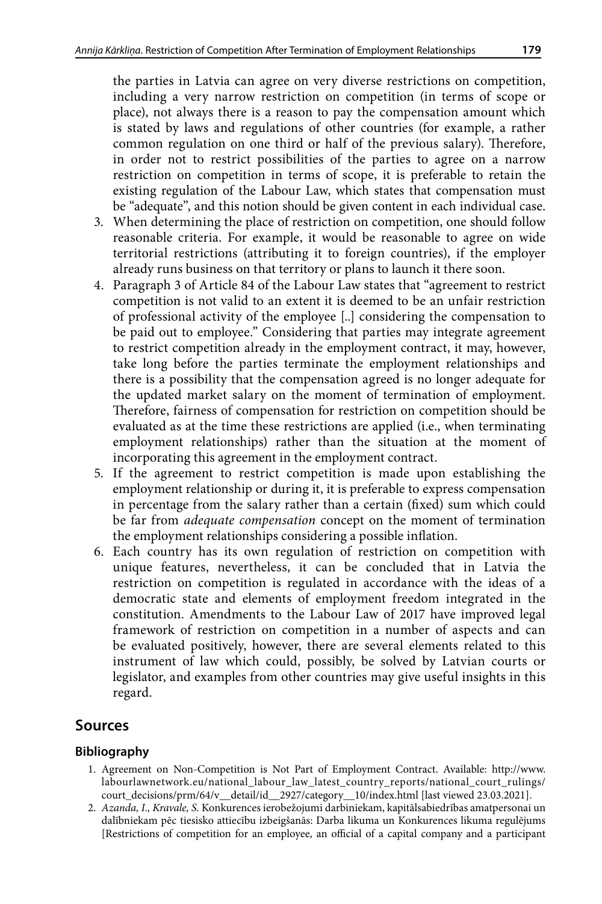the parties in Latvia can agree on very diverse restrictions on competition, including a very narrow restriction on competition (in terms of scope or place), not always there is a reason to pay the compensation amount which is stated by laws and regulations of other countries (for example, a rather common regulation on one third or half of the previous salary). Therefore, in order not to restrict possibilities of the parties to agree on a narrow restriction on competition in terms of scope, it is preferable to retain the existing regulation of the Labour Law, which states that compensation must be "adequate", and this notion should be given content in each individual case.

3. When determining the place of restriction on competition, one should follow reasonable criteria. For example, it would be reasonable to agree on wide territorial restrictions (attributing it to foreign countries), if the employer already runs business on that territory or plans to launch it there soon.
4. Paragraph 3 of Article 84 of the Labour Law states that "agreement to restrict competition is not valid to an extent it is deemed to be an unfair restriction of professional activity of the employee [..] considering the compensation to be paid out to employee." Considering that parties may integrate agreement to restrict competition already in the employment contract, it may, however, take long before the parties terminate the employment relationships and there is a possibility that the compensation agreed is no longer adequate for the updated market salary on the moment of termination of employment. Therefore, fairness of compensation for restriction on competition should be evaluated as at the time these restrictions are applied (i.e., when terminating employment relationships) rather than the situation at the moment of incorporating this agreement in the employment contract.
5. If the agreement to restrict competition is made upon establishing the employment relationship or during it, it is preferable to express compensation in percentage from the salary rather than a certain (fixed) sum which could be far from *adequate compensation* concept on the moment of termination the employment relationships considering a possible inflation.
6. Each country has its own regulation of restriction on competition with unique features, nevertheless, it can be concluded that in Latvia the restriction on competition is regulated in accordance with the ideas of a democratic state and elements of employment freedom integrated in the constitution. Amendments to the Labour Law of 2017 have improved legal framework of restriction on competition in a number of aspects and can be evaluated positively, however, there are several elements related to this instrument of law which could, possibly, be solved by Latvian courts or legislator, and examples from other countries may give useful insights in this regard.

## Sources

### Bibliography

1. Agreement on Non-Competition is Not Part of Employment Contract. Available: http://www.labourlawnetwork.eu/national_labour_law_latest_country_reports/national_court_rulings/court_decisions/prm/64/v__detail/id__2927/category__10/index.html [last viewed 23.03.2021].
2. *Azanda, I., Kravale, S.* Konkurences ierobežojumi darbiniekam, kapitālsabiedrības amatpersonai un dalībniekam pēc tiesisko attiecību izbeigšanās: Darba likuma un Konkurences likuma regulējums [Restrictions of competition for an employee, an official of a capital company and a participant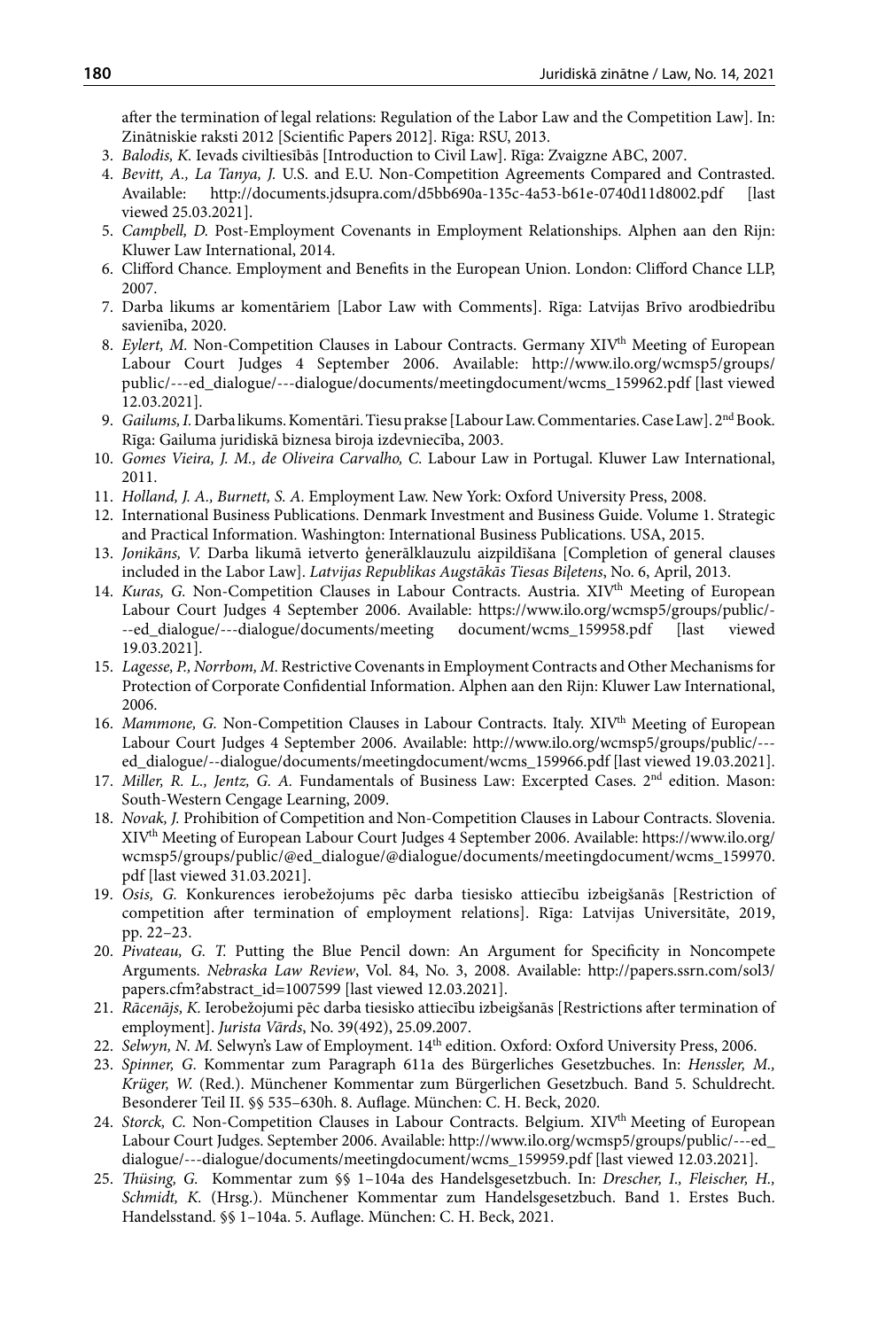after the termination of legal relations: Regulation of the Labor Law and the Competition Law]. In: Zinātniskie raksti 2012 [Scientific Papers 2012]. Rīga: RSU, 2013.

3. *Balodis, K.* Ievads civiltiesībās [Introduction to Civil Law]. Rīga: Zvaigzne ABC, 2007.
4. *Bevitt, A., La Tanya, J.* U.S. and E.U. Non-Competition Agreements Compared and Contrasted. Available: http://documents.jdsupra.com/d5bb690a-135c-4a53-b61e-0740d11d8002.pdf [last viewed 25.03.2021].
5. *Campbell, D.* Post-Employment Covenants in Employment Relationships. Alphen aan den Rijn: Kluwer Law International, 2014.
6. Clifford Chance. Employment and Benefits in the European Union. London: Clifford Chance LLP, 2007.
7. Darba likums ar komentāriem [Labor Law with Comments]. Rīga: Latvijas Brīvo arodbiedrību savienība, 2020.
8. *Eylert, M.* Non-Competition Clauses in Labour Contracts. Germany XIV[th] Meeting of European Labour Court Judges 4 September 2006. Available: http://www.ilo.org/wcmsp5/groups/public/---ed_dialogue/---dialogue/documents/meetingdocument/wcms_159962.pdf [last viewed 12.03.2021].
9. *Gailums, I.* Darba likums. Komentāri. Tiesu prakse [Labour Law. Commentaries. Case Law]. 2[nd] Book. Rīga: Gailuma juridiskā biznesa biroja izdevniecība, 2003.
10. *Gomes Vieira, J. M., de Oliveira Carvalho, C.* Labour Law in Portugal. Kluwer Law International, 2011.
11. *Holland, J. A., Burnett, S. A.* Employment Law. New York: Oxford University Press, 2008.
12. International Business Publications. Denmark Investment and Business Guide. Volume 1. Strategic and Practical Information. Washington: International Business Publications. USA, 2015.
13. *Jonikāns, V.* Darba likumā ietverto ģenerālklauzulu aizpildīšana [Completion of general clauses included in the Labor Law]. *Latvijas Republikas Augstākās Tiesas Biļetens*, No. 6, April, 2013.
14. *Kuras, G.* Non-Competition Clauses in Labour Contracts. Austria. XIV[th] Meeting of European Labour Court Judges 4 September 2006. Available: https://www.ilo.org/wcmsp5/groups/public/---ed_dialogue/---dialogue/documents/meeting document/wcms_159958.pdf [last viewed 19.03.2021].
15. *Lagesse, P., Norrbom, M.* Restrictive Covenants in Employment Contracts and Other Mechanisms for Protection of Corporate Confidential Information. Alphen aan den Rijn: Kluwer Law International, 2006.
16. *Mammone, G.* Non-Competition Clauses in Labour Contracts. Italy. XIV[th] Meeting of European Labour Court Judges 4 September 2006. Available: http://www.ilo.org/wcmsp5/groups/public/---ed_dialogue/--dialogue/documents/meetingdocument/wcms_159966.pdf [last viewed 19.03.2021].
17. *Miller, R. L., Jentz, G. A.* Fundamentals of Business Law: Excerpted Cases. 2[nd] edition. Mason: South-Western Cengage Learning, 2009.
18. *Novak, J.* Prohibition of Competition and Non-Competition Clauses in Labour Contracts. Slovenia. XIV[th] Meeting of European Labour Court Judges 4 September 2006. Available: https://www.ilo.org/wcmsp5/groups/public/@ed_dialogue/@dialogue/documents/meetingdocument/wcms_159970.pdf [last viewed 31.03.2021].
19. *Osis, G.* Konkurences ierobežojums pēc darba tiesisko attiecību izbeigšanās [Restriction of competition after termination of employment relations]. Rīga: Latvijas Universitāte, 2019, pp. 22–23.
20. *Pivateau, G. T.* Putting the Blue Pencil down: An Argument for Specificity in Noncompete Arguments. *Nebraska Law Review*, Vol. 84, No. 3, 2008. Available: http://papers.ssrn.com/sol3/papers.cfm?abstract_id=1007599 [last viewed 12.03.2021].
21. *Rācenājs, K.* Ierobežojumi pēc darba tiesisko attiecību izbeigšanās [Restrictions after termination of employment]. *Jurista Vārds*, No. 39(492), 25.09.2007.
22. *Selwyn, N. M.* Selwyn's Law of Employment. 14[th] edition. Oxford: Oxford University Press, 2006.
23. *Spinner, G.* Kommentar zum Paragraph 611a des Bürgerliches Gesetzbuches. In: *Henssler, M., Krüger, W.* (Red.). Münchener Kommentar zum Bürgerlichen Gesetzbuch. Band 5. Schuldrecht. Besonderer Teil II. §§ 535–630h. 8. Auflage. München: C. H. Beck, 2020.
24. *Storck, C.* Non-Competition Clauses in Labour Contracts. Belgium. XIV[th] Meeting of European Labour Court Judges. September 2006. Available: http://www.ilo.org/wcmsp5/groups/public/---ed_dialogue/---dialogue/documents/meetingdocument/wcms_159959.pdf [last viewed 12.03.2021].
25. *Thüsing, G.* Kommentar zum §§ 1–104a des Handelsgesetzbuch. In: *Drescher, I., Fleischer, H., Schmidt, K.* (Hrsg.). Münchener Kommentar zum Handelsgesetzbuch. Band 1. Erstes Buch. Handelsstand. §§ 1–104a. 5. Auflage. München: C. H. Beck, 2021.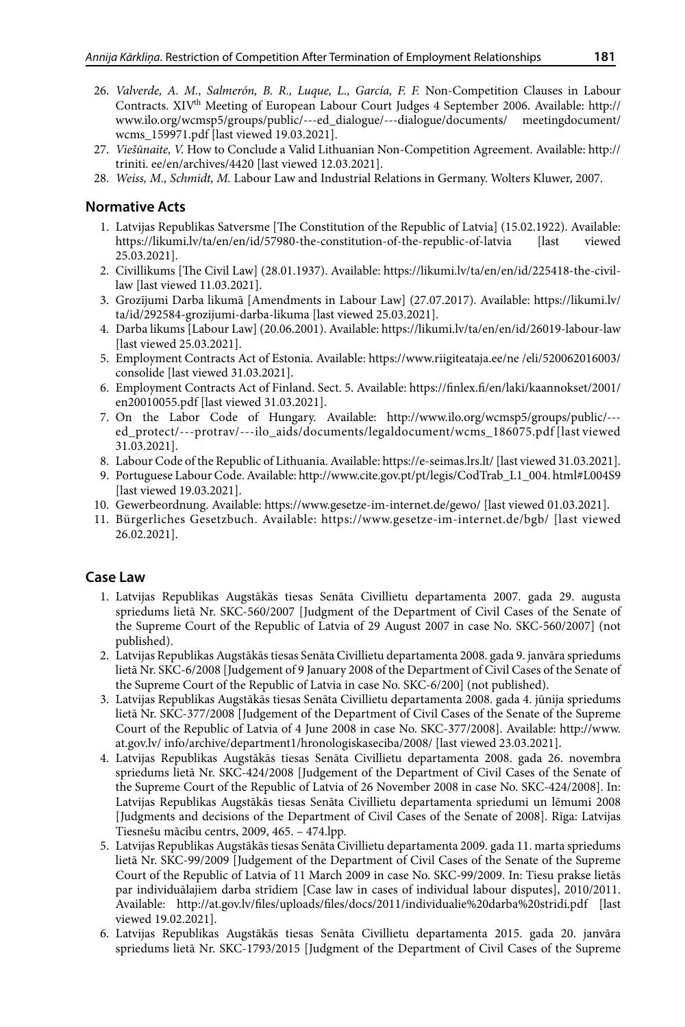26. *Valverde, A. M., Salmerón, B. R., Luque, L., García, F. F.* Non-Competition Clauses in Labour Contracts. XIV[th] Meeting of European Labour Court Judges 4 September 2006. Available: http://www.ilo.org/wcmsp5/groups/public/---ed_dialogue/---dialogue/documents/ meetingdocument/wcms_159971.pdf [last viewed 19.03.2021].
27. *Viešūnaite, V.* How to Conclude a Valid Lithuanian Non-Competition Agreement. Available: http://triniti. ee/en/archives/4420 [last viewed 12.03.2021].
28. *Weiss, M., Schmidt, M.* Labour Law and Industrial Relations in Germany. Wolters Kluwer, 2007.

## Normative Acts

1. Latvijas Republikas Satversme [The Constitution of the Republic of Latvia] (15.02.1922). Available: https://likumi.lv/ta/en/en/id/57980-the-constitution-of-the-republic-of-latvia [last viewed 25.03.2021].
2. Civillikums [The Civil Law] (28.01.1937). Available: https://likumi.lv/ta/en/en/id/225418-the-civil-law [last viewed 11.03.2021].
3. Grozījumi Darba likumā [Amendments in Labour Law] (27.07.2017). Available: https://likumi.lv/ta/id/292584-grozijumi-darba-likuma [last viewed 25.03.2021].
4. Darba likums [Labour Law] (20.06.2001). Available: https://likumi.lv/ta/en/en/id/26019-labour-law [last viewed 25.03.2021].
5. Employment Contracts Act of Estonia. Available: https://www.riigiteataja.ee/ne /eli/520062016003/consolide [last viewed 31.03.2021].
6. Employment Contracts Act of Finland. Sect. 5. Available: https://finlex.fi/en/laki/kaannokset/2001/en20010055.pdf [last viewed 31.03.2021].
7. On the Labor Code of Hungary. Available: http://www.ilo.org/wcmsp5/groups/public/---ed_protect/---protrav/---ilo_aids/documents/legaldocument/wcms_186075.pdf [last viewed 31.03.2021].
8. Labour Code of the Republic of Lithuania. Available: https://e-seimas.lrs.lt/ [last viewed 31.03.2021].
9. Portuguese Labour Code. Available: http://www.cite.gov.pt/pt/legis/CodTrab_L1_004. html#L004S9 [last viewed 19.03.2021].
10. Gewerbeordnung. Available: https://www.gesetze-im-internet.de/gewo/ [last viewed 01.03.2021].
11. Bürgerliches Gesetzbuch. Available: https://www.gesetze-im-internet.de/bgb/ [last viewed 26.02.2021].

## Case Law

1. Latvijas Republikas Augstākās tiesas Senāta Civillietu departamenta 2007. gada 29. augusta spriedums lietā Nr. SKC-560/2007 [Judgment of the Department of Civil Cases of the Senate of the Supreme Court of the Republic of Latvia of 29 August 2007 in case No. SKC-560/2007] (not published).
2. Latvijas Republikas Augstākās tiesas Senāta Civillietu departamenta 2008. gada 9. janvāra spriedums lietā Nr. SKC-6/2008 [Judgement of 9 January 2008 of the Department of Civil Cases of the Senate of the Supreme Court of the Republic of Latvia in case No. SKC-6/200] (not published).
3. Latvijas Republikas Augstākās tiesas Senāta Civillietu departamenta 2008. gada 4. jūnija spriedums lietā Nr. SKC-377/2008 [Judgement of the Department of Civil Cases of the Senate of the Supreme Court of the Republic of Latvia of 4 June 2008 in case No. SKC-377/2008]. Available: http://www.at.gov.lv/ info/archive/department1/hronologiskaseciba/2008/ [last viewed 23.03.2021].
4. Latvijas Republikas Augstākās tiesas Senāta Civillietu departamenta 2008. gada 26. novembra spriedums lietā Nr. SKC-424/2008 [Judgement of the Department of Civil Cases of the Senate of the Supreme Court of the Republic of Latvia of 26 November 2008 in case No. SKC-424/2008]. In: Latvijas Republikas Augstākās tiesas Senāta Civillietu departamenta spriedumi un lēmumi 2008 [Judgments and decisions of the Department of Civil Cases of the Senate of 2008]. Rīga: Latvijas Tiesnešu mācību centrs, 2009, 465. – 474.lpp.
5. Latvijas Republikas Augstākās tiesas Senāta Civillietu departamenta 2009. gada 11. marta spriedums lietā Nr. SKC-99/2009 [Judgement of the Department of Civil Cases of the Senate of the Supreme Court of the Republic of Latvia of 11 March 2009 in case No. SKC-99/2009. In: Tiesu prakse lietās par individuālajiem darba strīdiem [Case law in cases of individual labour disputes], 2010/2011. Available: http://at.gov.lv/files/uploads/files/docs/2011/individualie%20darba%20stridi.pdf [last viewed 19.02.2021].
6. Latvijas Republikas Augstākās tiesas Senāta Civillietu departamenta 2015. gada 20. janvāra spriedums lietā Nr. SKC-1793/2015 [Judgment of the Department of Civil Cases of the Supreme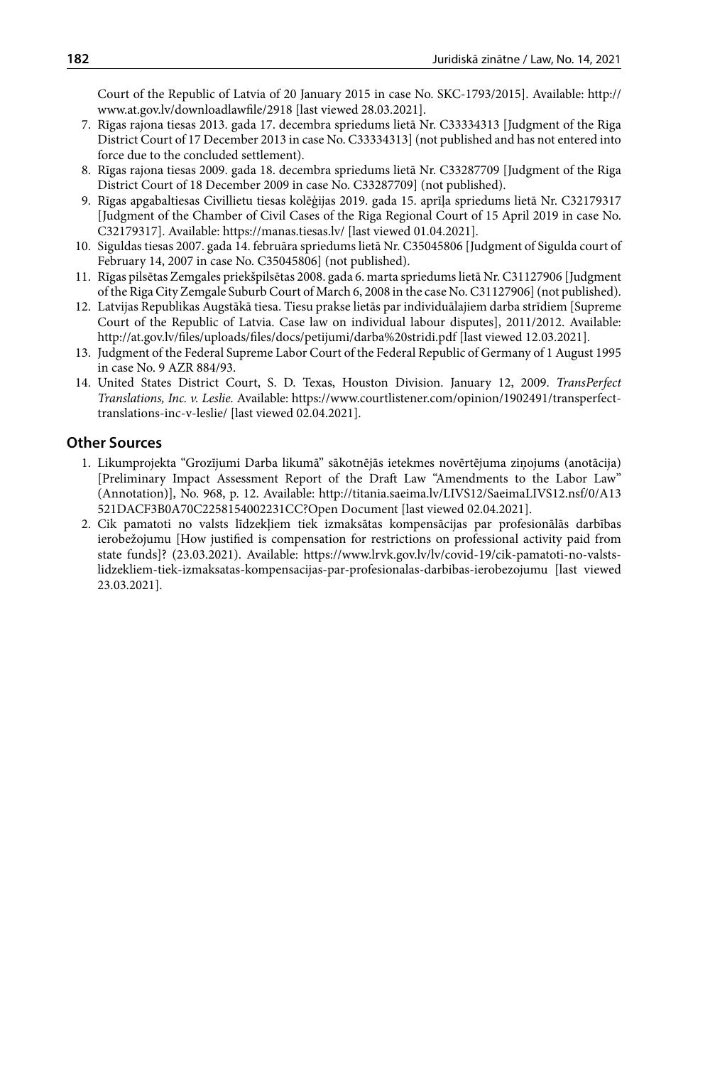Court of the Republic of Latvia of 20 January 2015 in case No. SKC-1793/2015]. Available: http://www.at.gov.lv/downloadlawfile/2918 [last viewed 28.03.2021].

7. Rīgas rajona tiesas 2013. gada 17. decembra spriedums lietā Nr. C33334313 [Judgment of the Riga District Court of 17 December 2013 in case No. C33334313] (not published and has not entered into force due to the concluded settlement).
8. Rīgas rajona tiesas 2009. gada 18. decembra spriedums lietā Nr. C33287709 [Judgment of the Riga District Court of 18 December 2009 in case No. C33287709] (not published).
9. Rīgas apgabaltiesas Civillietu tiesas kolēģijas 2019. gada 15. aprīļa spriedums lietā Nr. C32179317 [Judgment of the Chamber of Civil Cases of the Riga Regional Court of 15 April 2019 in case No. C32179317]. Available: https://manas.tiesas.lv/ [last viewed 01.04.2021].
10. Siguldas tiesas 2007. gada 14. februāra spriedums lietā Nr. C35045806 [Judgment of Sigulda court of February 14, 2007 in case No. C35045806] (not published).
11. Rīgas pilsētas Zemgales priekšpilsētas 2008. gada 6. marta spriedums lietā Nr. C31127906 [Judgment of the Riga City Zemgale Suburb Court of March 6, 2008 in the case No. C31127906] (not published).
12. Latvijas Republikas Augstākā tiesa. Tiesu prakse lietās par individuālajiem darba strīdiem [Supreme Court of the Republic of Latvia. Case law on individual labour disputes], 2011/2012. Available: http://at.gov.lv/files/uploads/files/docs/petijumi/darba%20stridi.pdf [last viewed 12.03.2021].
13. Judgment of the Federal Supreme Labor Court of the Federal Republic of Germany of 1 August 1995 in case No. 9 AZR 884/93.
14. United States District Court, S. D. Texas, Houston Division. January 12, 2009. *TransPerfect Translations, Inc. v. Leslie.* Available: https://www.courtlistener.com/opinion/1902491/transperfect-translations-inc-v-leslie/ [last viewed 02.04.2021].

## Other Sources

1. Likumprojekta "Grozījumi Darba likumā" sākotnējās ietekmes novērtējuma ziņojums (anotācija) [Preliminary Impact Assessment Report of the Draft Law "Amendments to the Labor Law" (Annotation)], No. 968, p. 12. Available: http://titania.saeima.lv/LIVS12/SaeimaLIVS12.nsf/0/A13521DACF3B0A70C2258154002231CC?Open Document [last viewed 02.04.2021].
2. Cik pamatoti no valsts līdzekļiem tiek izmaksātas kompensācijas par profesionālās darbības ierobežojumu [How justified is compensation for restrictions on professional activity paid from state funds]? (23.03.2021). Available: https://www.lrvk.gov.lv/lv/covid-19/cik-pamatoti-no-valsts-lidzekliem-tiek-izmaksatas-kompensacijas-par-profesionalas-darbibas-ierobezojumu [last viewed 23.03.2021].